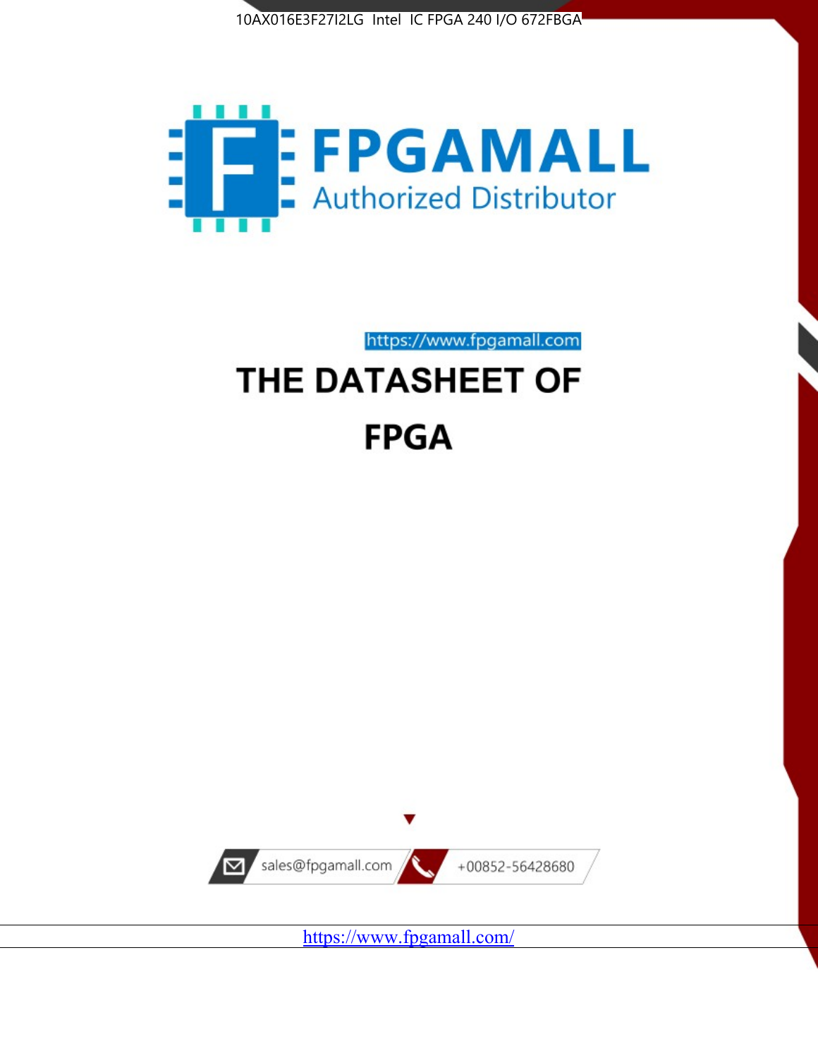10AX016E3F27I2LG Intel IC FPGA 240 I/O 672FBGA

FPGAMALL

Authorized Distributor

https://www.fpgamall.com

# THE DATASHEET OF

# FPGA

sales@fpgamall.com +00852-56428680

https://www.fpgamall.com/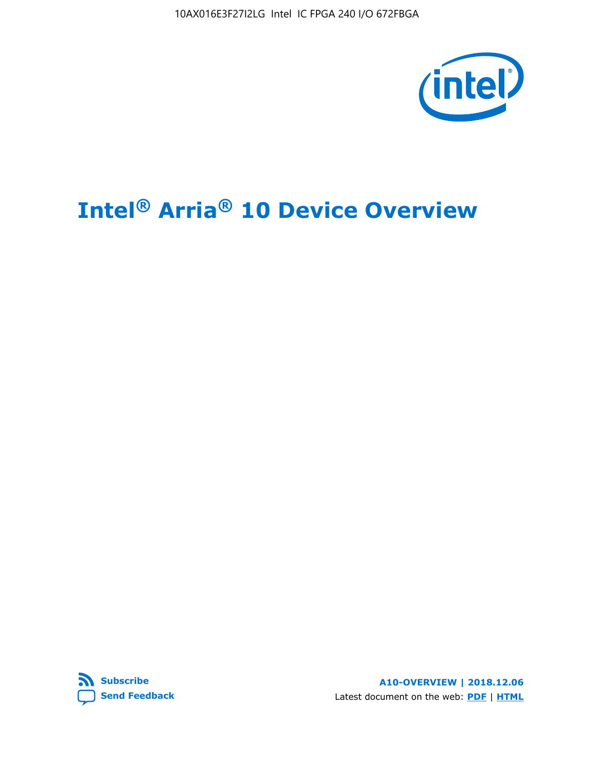# Intel® Arria® 10 Device Overview

Subscribe

Send Feedback

A10-OVERVIEW | 2018.12.06

Latest document on the web: PDF | HTML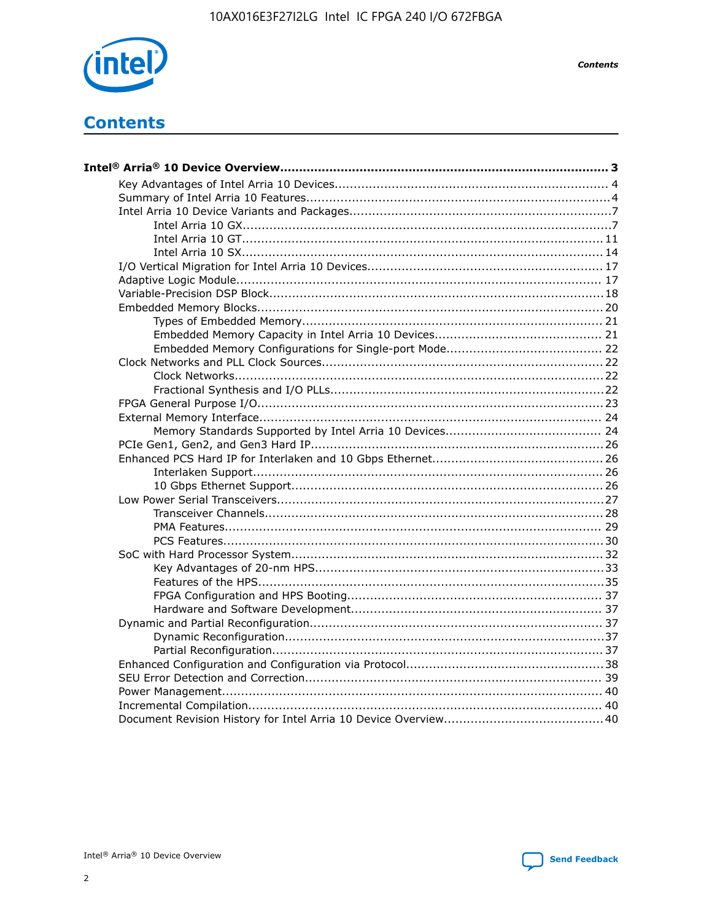# Contents

**Intel® Arria® 10 Device Overview...................................................................................... 3**

- Key Advantages of Intel Arria 10 Devices....................................................................... 4
- Summary of Intel Arria 10 Features................................................................................4
- Intel Arria 10 Device Variants and Packages....................................................................7
    - Intel Arria 10 GX.................................................................................................7
    - Intel Arria 10 GT............................................................................................... 11
    - Intel Arria 10 SX............................................................................................... 14
- I/O Vertical Migration for Intel Arria 10 Devices............................................................. 17
- Adaptive Logic Module................................................................................................ 17
- Variable-Precision DSP Block.......................................................................................18
- Embedded Memory Blocks...........................................................................................20
    - Types of Embedded Memory............................................................................... 21
    - Embedded Memory Capacity in Intel Arria 10 Devices............................................ 21
    - Embedded Memory Configurations for Single-port Mode......................................... 22
- Clock Networks and PLL Clock Sources.........................................................................22
    - Clock Networks.................................................................................................22
    - Fractional Synthesis and I/O PLLs........................................................................22
- FPGA General Purpose I/O..........................................................................................23
- External Memory Interface.......................................................................................... 24
    - Memory Standards Supported by Intel Arria 10 Devices......................................... 24
- PCIe Gen1, Gen2, and Gen3 Hard IP.............................................................................26
- Enhanced PCS Hard IP for Interlaken and 10 Gbps Ethernet.............................................26
    - Interlaken Support............................................................................................ 26
    - 10 Gbps Ethernet Support.................................................................................. 26
- Low Power Serial Transceivers.....................................................................................27
    - Transceiver Channels.........................................................................................28
    - PMA Features................................................................................................... 29
    - PCS Features....................................................................................................30
- SoC with Hard Processor System..................................................................................32
    - Key Advantages of 20-nm HPS............................................................................33
    - Features of the HPS...........................................................................................35
    - FPGA Configuration and HPS Booting................................................................... 37
    - Hardware and Software Development.................................................................. 37
- Dynamic and Partial Reconfiguration.............................................................................37
    - Dynamic Reconfiguration...................................................................................37
    - Partial Reconfiguration.......................................................................................37
- Enhanced Configuration and Configuration via Protocol....................................................38
- SEU Error Detection and Correction.............................................................................. 39
- Power Management................................................................................................... 40
- Incremental Compilation............................................................................................ 40
- Document Revision History for Intel Arria 10 Device Overview.......................................... 40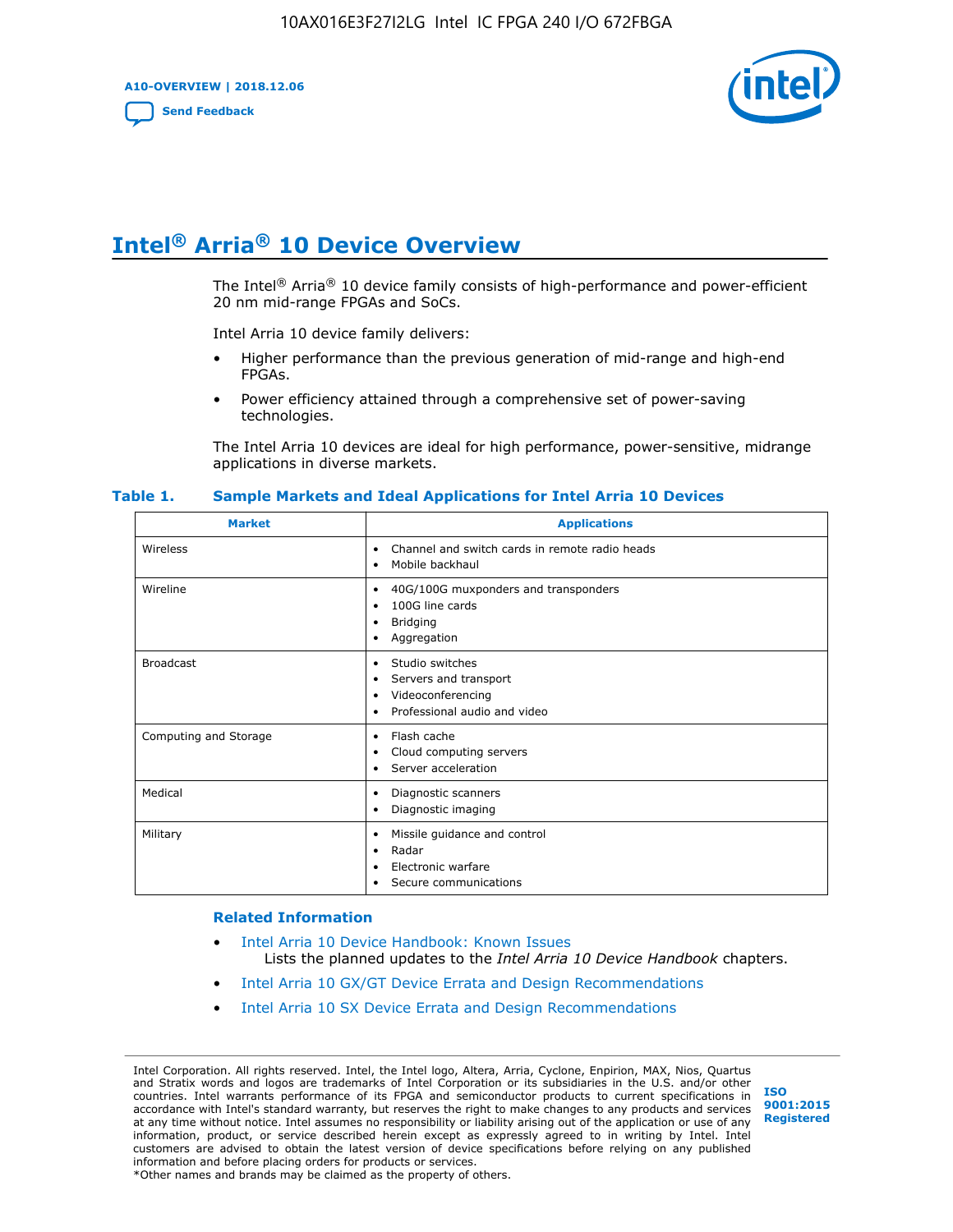# Intel® Arria® 10 Device Overview

The Intel® Arria® 10 device family consists of high-performance and power-efficient 20 nm mid-range FPGAs and SoCs.

Intel Arria 10 device family delivers:

- Higher performance than the previous generation of mid-range and high-end FPGAs.
- Power efficiency attained through a comprehensive set of power-saving technologies.

The Intel Arria 10 devices are ideal for high performance, power-sensitive, midrange applications in diverse markets.

**Table 1. Sample Markets and Ideal Applications for Intel Arria 10 Devices**

| Market | Applications |
|---|---|
| Wireless | • Channel and switch cards in remote radio heads<br>• Mobile backhaul |
| Wireline | • 40G/100G muxponders and transponders<br>• 100G line cards<br>• Bridging<br>• Aggregation |
| Broadcast | • Studio switches<br>• Servers and transport<br>• Videoconferencing<br>• Professional audio and video |
| Computing and Storage | • Flash cache<br>• Cloud computing servers<br>• Server acceleration |
| Medical | • Diagnostic scanners<br>• Diagnostic imaging |
| Military | • Missile guidance and control<br>• Radar<br>• Electronic warfare<br>• Secure communications |

### Related Information

- Intel Arria 10 Device Handbook: Known Issues
  Lists the planned updates to the *Intel Arria 10 Device Handbook* chapters.
- Intel Arria 10 GX/GT Device Errata and Design Recommendations
- Intel Arria 10 SX Device Errata and Design Recommendations

Intel Corporation. All rights reserved. Intel, the Intel logo, Altera, Arria, Cyclone, Enpirion, MAX, Nios, Quartus and Stratix words and logos are trademarks of Intel Corporation or its subsidiaries in the U.S. and/or other countries. Intel warrants performance of its FPGA and semiconductor products to current specifications in accordance with Intel's standard warranty, but reserves the right to make changes to any products and services at any time without notice. Intel assumes no responsibility or liability arising out of the application or use of any information, product, or service described herein except as expressly agreed to in writing by Intel. Intel customers are advised to obtain the latest version of device specifications before relying on any published information and before placing orders for products or services.
*Other names and brands may be claimed as the property of others.

ISO 9001:2015 Registered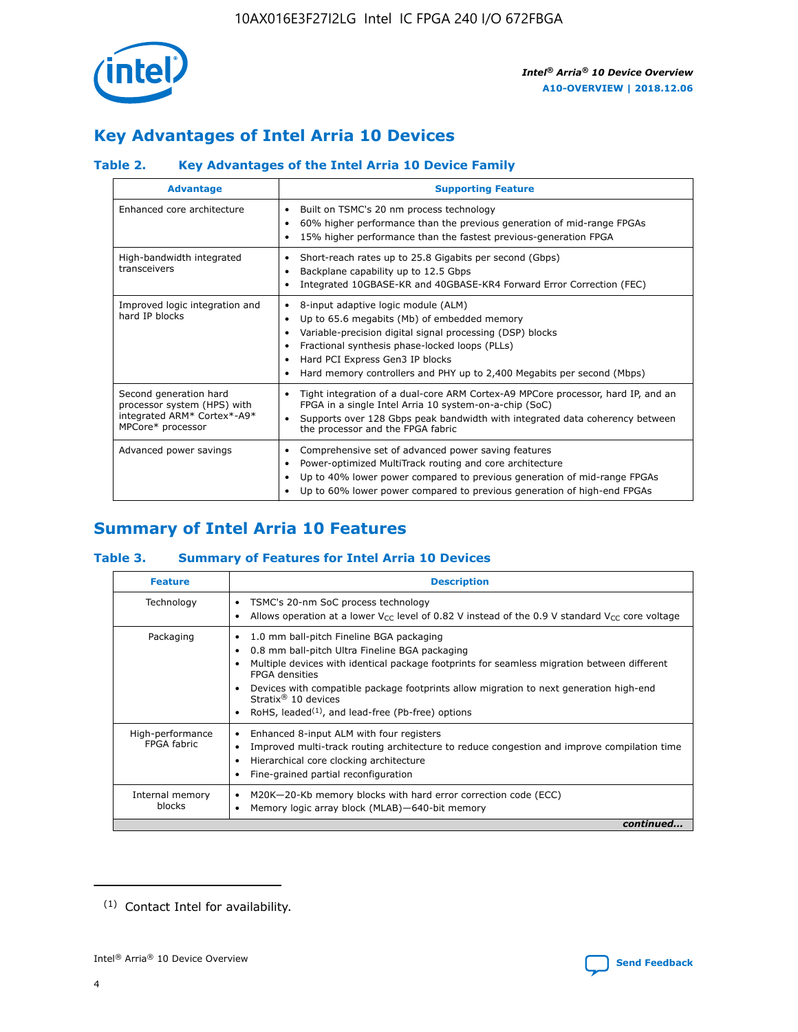## Key Advantages of Intel Arria 10 Devices

### Table 2. Key Advantages of the Intel Arria 10 Device Family

| Advantage | Supporting Feature |
|---|---|
| Enhanced core architecture | • Built on TSMC's 20 nm process technology<br>• 60% higher performance than the previous generation of mid-range FPGAs<br>• 15% higher performance than the fastest previous-generation FPGA |
| High-bandwidth integrated transceivers | • Short-reach rates up to 25.8 Gigabits per second (Gbps)<br>• Backplane capability up to 12.5 Gbps<br>• Integrated 10GBASE-KR and 40GBASE-KR4 Forward Error Correction (FEC) |
| Improved logic integration and hard IP blocks | • 8-input adaptive logic module (ALM)<br>• Up to 65.6 megabits (Mb) of embedded memory<br>• Variable-precision digital signal processing (DSP) blocks<br>• Fractional synthesis phase-locked loops (PLLs)<br>• Hard PCI Express Gen3 IP blocks<br>• Hard memory controllers and PHY up to 2,400 Megabits per second (Mbps) |
| Second generation hard processor system (HPS) with integrated ARM* Cortex*-A9* MPCore* processor | • Tight integration of a dual-core ARM Cortex-A9 MPCore processor, hard IP, and an FPGA in a single Intel Arria 10 system-on-a-chip (SoC)<br>• Supports over 128 Gbps peak bandwidth with integrated data coherency between the processor and the FPGA fabric |
| Advanced power savings | • Comprehensive set of advanced power saving features<br>• Power-optimized MultiTrack routing and core architecture<br>• Up to 40% lower power compared to previous generation of mid-range FPGAs<br>• Up to 60% lower power compared to previous generation of high-end FPGAs |

## Summary of Intel Arria 10 Features

### Table 3. Summary of Features for Intel Arria 10 Devices

| Feature | Description |
|---|---|
| Technology | • TSMC's 20-nm SoC process technology<br>• Allows operation at a lower $V_{CC}$ level of 0.82 V instead of the 0.9 V standard $V_{CC}$ core voltage |
| Packaging | • 1.0 mm ball-pitch Fineline BGA packaging<br>• 0.8 mm ball-pitch Ultra Fineline BGA packaging<br>• Multiple devices with identical package footprints for seamless migration between different FPGA densities<br>• Devices with compatible package footprints allow migration to next generation high-end Stratix® 10 devices<br>• RoHS, leaded[(1)], and lead-free (Pb-free) options |
| High-performance FPGA fabric | • Enhanced 8-input ALM with four registers<br>• Improved multi-track routing architecture to reduce congestion and improve compilation time<br>• Hierarchical core clocking architecture<br>• Fine-grained partial reconfiguration |
| Internal memory blocks | • M20K—20-Kb memory blocks with hard error correction code (ECC)<br>• Memory logic array block (MLAB)—640-bit memory |

*continued...*

(1) Contact Intel for availability.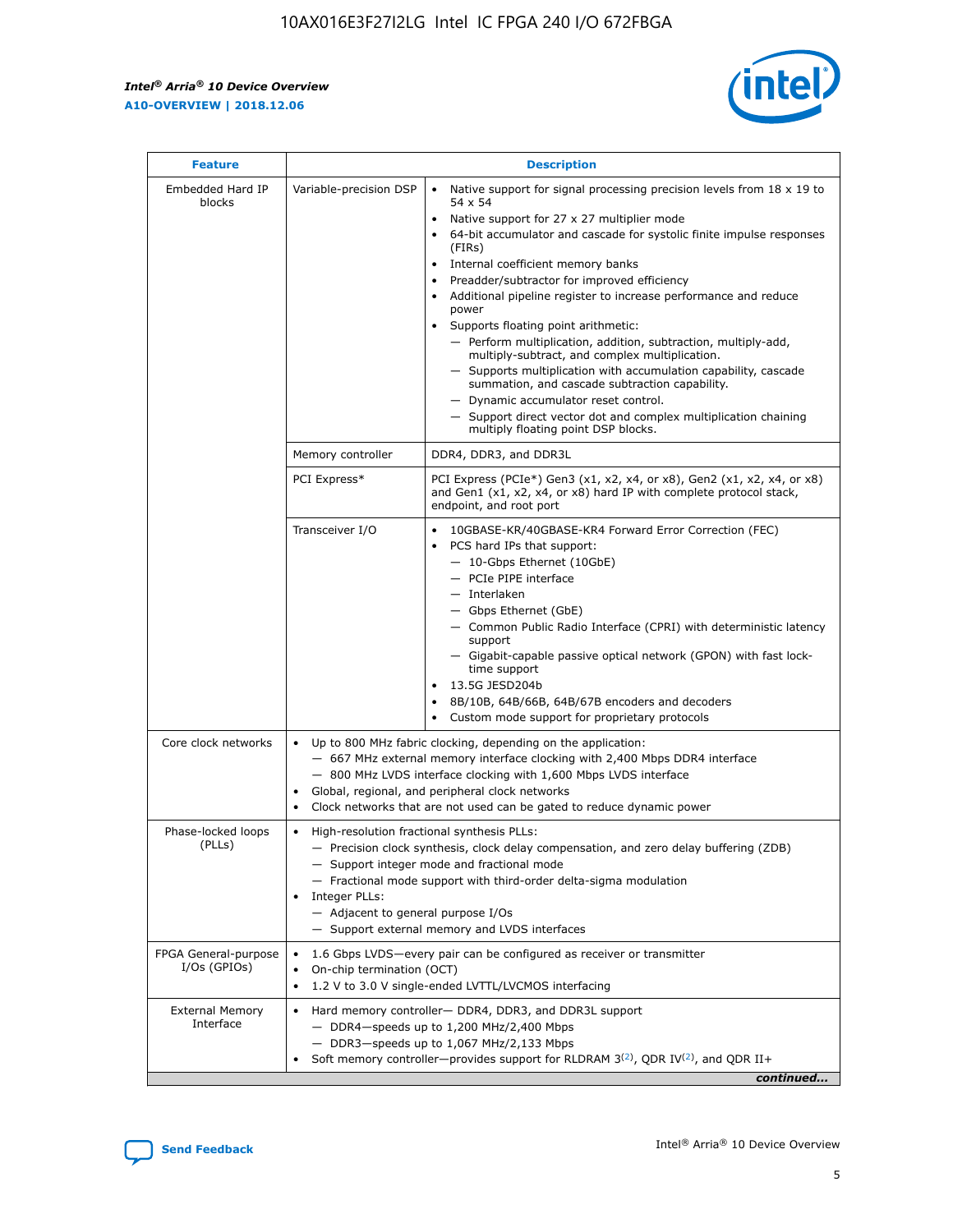| Feature | Description | |
|---|---|---|
| Embedded Hard IP blocks | Variable-precision DSP | • Native support for signal processing precision levels from 18 x 19 to 54 x 54<br>• Native support for 27 x 27 multiplier mode<br>• 64-bit accumulator and cascade for systolic finite impulse responses (FIRs)<br>• Internal coefficient memory banks<br>• Preadder/subtractor for improved efficiency<br>• Additional pipeline register to increase performance and reduce power<br>• Supports floating point arithmetic:<br>— Perform multiplication, addition, subtraction, multiply-add, multiply-subtract, and complex multiplication.<br>— Supports multiplication with accumulation capability, cascade summation, and cascade subtraction capability.<br>— Dynamic accumulator reset control.<br>— Support direct vector dot and complex multiplication chaining multiply floating point DSP blocks. |
| | Memory controller | DDR4, DDR3, and DDR3L |
| | PCI Express* | PCI Express (PCIe*) Gen3 (x1, x2, x4, or x8), Gen2 (x1, x2, x4, or x8) and Gen1 (x1, x2, x4, or x8) hard IP with complete protocol stack, endpoint, and root port |
| | Transceiver I/O | • 10GBASE-KR/40GBASE-KR4 Forward Error Correction (FEC)<br>• PCS hard IPs that support:<br>— 10-Gbps Ethernet (10GbE)<br>— PCIe PIPE interface<br>— Interlaken<br>— Gbps Ethernet (GbE)<br>— Common Public Radio Interface (CPRI) with deterministic latency support<br>— Gigabit-capable passive optical network (GPON) with fast lock-time support<br>• 13.5G JESD204b<br>• 8B/10B, 64B/66B, 64B/67B encoders and decoders<br>• Custom mode support for proprietary protocols |
| Core clock networks | • Up to 800 MHz fabric clocking, depending on the application:<br>— 667 MHz external memory interface clocking with 2,400 Mbps DDR4 interface<br>— 800 MHz LVDS interface clocking with 1,600 Mbps LVDS interface<br>• Global, regional, and peripheral clock networks<br>• Clock networks that are not used can be gated to reduce dynamic power | |
| Phase-locked loops (PLLs) | • High-resolution fractional synthesis PLLs:<br>— Precision clock synthesis, clock delay compensation, and zero delay buffering (ZDB)<br>— Support integer mode and fractional mode<br>— Fractional mode support with third-order delta-sigma modulation<br>• Integer PLLs:<br>— Adjacent to general purpose I/Os<br>— Support external memory and LVDS interfaces | |
| FPGA General-purpose I/Os (GPIOs) | • 1.6 Gbps LVDS—every pair can be configured as receiver or transmitter<br>• On-chip termination (OCT)<br>• 1.2 V to 3.0 V single-ended LVTTL/LVCMOS interfacing | |
| External Memory Interface | • Hard memory controller— DDR4, DDR3, and DDR3L support<br>— DDR4—speeds up to 1,200 MHz/2,400 Mbps<br>— DDR3—speeds up to 1,067 MHz/2,133 Mbps<br>• Soft memory controller—provides support for RLDRAM 3[(2)], QDR IV[(2)], and QDR II+ | |

*continued...*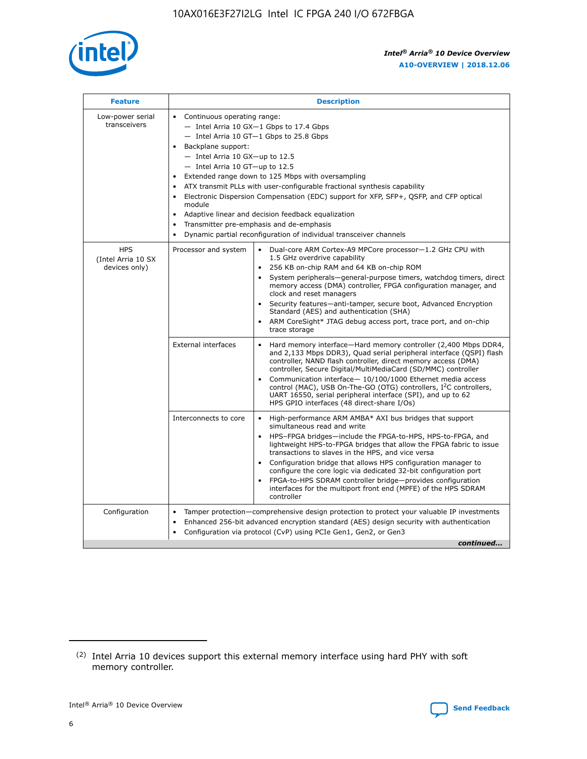| Feature | Description | |
|---|---|---|
| Low-power serial transceivers | • Continuous operating range:<br>— Intel Arria 10 GX—1 Gbps to 17.4 Gbps<br>— Intel Arria 10 GT—1 Gbps to 25.8 Gbps<br>• Backplane support:<br>— Intel Arria 10 GX—up to 12.5<br>— Intel Arria 10 GT—up to 12.5<br>• Extended range down to 125 Mbps with oversampling<br>• ATX transmit PLLs with user-configurable fractional synthesis capability<br>• Electronic Dispersion Compensation (EDC) support for XFP, SFP+, QSFP, and CFP optical module<br>• Adaptive linear and decision feedback equalization<br>• Transmitter pre-emphasis and de-emphasis<br>• Dynamic partial reconfiguration of individual transceiver channels | |
| HPS (Intel Arria 10 SX devices only) | Processor and system | • Dual-core ARM Cortex-A9 MPCore processor—1.2 GHz CPU with 1.5 GHz overdrive capability<br>• 256 KB on-chip RAM and 64 KB on-chip ROM<br>• System peripherals—general-purpose timers, watchdog timers, direct memory access (DMA) controller, FPGA configuration manager, and clock and reset managers<br>• Security features—anti-tamper, secure boot, Advanced Encryption Standard (AES) and authentication (SHA)<br>• ARM CoreSight* JTAG debug access port, trace port, and on-chip trace storage |
| | External interfaces | • Hard memory interface—Hard memory controller (2,400 Mbps DDR4, and 2,133 Mbps DDR3), Quad serial peripheral interface (QSPI) flash controller, NAND flash controller, direct memory access (DMA) controller, Secure Digital/MultiMediaCard (SD/MMC) controller<br>• Communication interface— 10/100/1000 Ethernet media access control (MAC), USB On-The-GO (OTG) controllers, I$^2$C controllers, UART 16550, serial peripheral interface (SPI), and up to 62 HPS GPIO interfaces (48 direct-share I/Os) |
| | Interconnects to core | • High-performance ARM AMBA* AXI bus bridges that support simultaneous read and write<br>• HPS–FPGA bridges—include the FPGA-to-HPS, HPS-to-FPGA, and lightweight HPS-to-FPGA bridges that allow the FPGA fabric to issue transactions to slaves in the HPS, and vice versa<br>• Configuration bridge that allows HPS configuration manager to configure the core logic via dedicated 32-bit configuration port<br>• FPGA-to-HPS SDRAM controller bridge—provides configuration interfaces for the multiport front end (MPFE) of the HPS SDRAM controller |
| Configuration | • Tamper protection—comprehensive design protection to protect your valuable IP investments<br>• Enhanced 256-bit advanced encryption standard (AES) design security with authentication<br>• Configuration via protocol (CvP) using PCIe Gen1, Gen2, or Gen3 | |

*continued...*

(2) Intel Arria 10 devices support this external memory interface using hard PHY with soft memory controller.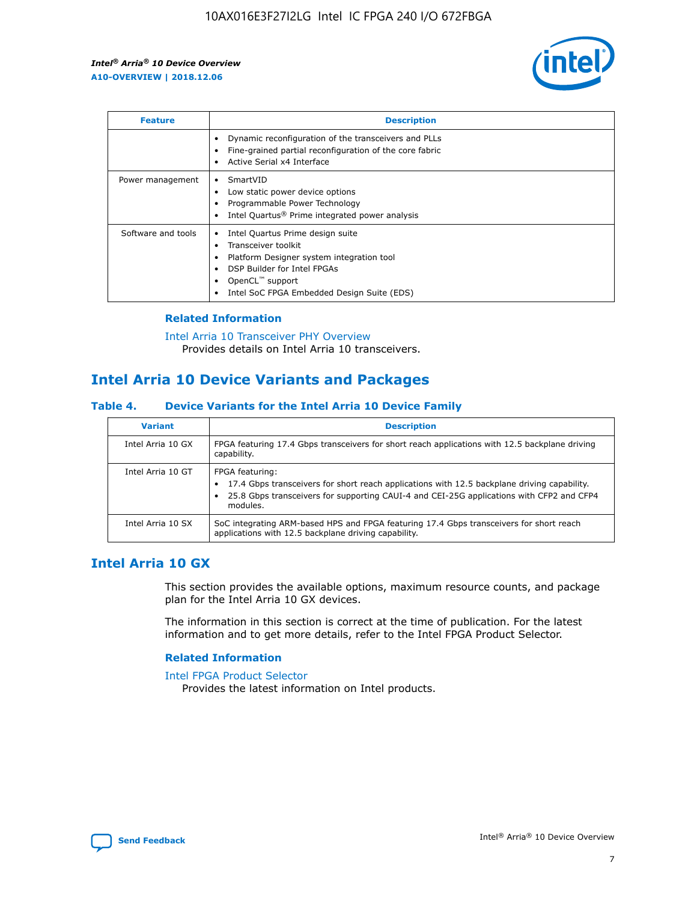| Feature | Description |
| --- | --- |
| | • Dynamic reconfiguration of the transceivers and PLLs<br>• Fine-grained partial reconfiguration of the core fabric<br>• Active Serial x4 Interface |
| Power management | • SmartVID<br>• Low static power device options<br>• Programmable Power Technology<br>• Intel Quartus® Prime integrated power analysis |
| Software and tools | • Intel Quartus Prime design suite<br>• Transceiver toolkit<br>• Platform Designer system integration tool<br>• DSP Builder for Intel FPGAs<br>• OpenCL™ support<br>• Intel SoC FPGA Embedded Design Suite (EDS) |

### Related Information

Intel Arria 10 Transceiver PHY Overview
Provides details on Intel Arria 10 transceivers.

## Intel Arria 10 Device Variants and Packages

**Table 4. Device Variants for the Intel Arria 10 Device Family**

| Variant | Description |
| --- | --- |
| Intel Arria 10 GX | FPGA featuring 17.4 Gbps transceivers for short reach applications with 12.5 backplane driving capability. |
| Intel Arria 10 GT | FPGA featuring:<br>• 17.4 Gbps transceivers for short reach applications with 12.5 backplane driving capability.<br>• 25.8 Gbps transceivers for supporting CAUI-4 and CEI-25G applications with CFP2 and CFP4 modules. |
| Intel Arria 10 SX | SoC integrating ARM-based HPS and FPGA featuring 17.4 Gbps transceivers for short reach applications with 12.5 backplane driving capability. |

## Intel Arria 10 GX

This section provides the available options, maximum resource counts, and package plan for the Intel Arria 10 GX devices.

The information in this section is correct at the time of publication. For the latest information and to get more details, refer to the Intel FPGA Product Selector.

### Related Information

Intel FPGA Product Selector
Provides the latest information on Intel products.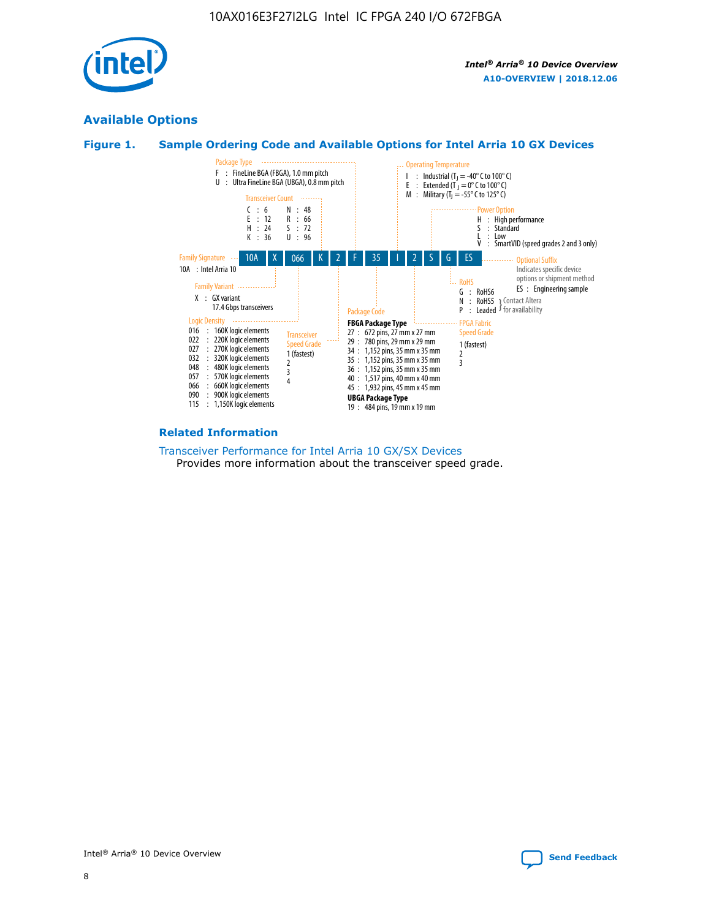## Available Options

### Figure 1. Sample Ordering Code and Available Options for Intel Arria 10 GX Devices

Sample ordering code: 10A X 066 K 2 F 35 I 2 S G ES

**Family Signature**
10A : Intel Arria 10

**Family Variant**
X : GX variant
17.4 Gbps transceivers

**Logic Density**
016 : 160K logic elements
022 : 220K logic elements
027 : 270K logic elements
032 : 320K logic elements
048 : 480K logic elements
057 : 570K logic elements
066 : 660K logic elements
090 : 900K logic elements
115 : 1,150K logic elements

**Transceiver Count**
C : 6
E : 12
H : 24
K : 36
N : 48
R : 66
S : 72
U : 96

**Transceiver Speed Grade**
1 (fastest)
2
3
4

**Package Type**
F : FineLine BGA (FBGA), 1.0 mm pitch
U : Ultra FineLine BGA (UBGA), 0.8 mm pitch

**Package Code**

**FBGA Package Type**
27 : 672 pins, 27 mm x 27 mm
29 : 780 pins, 29 mm x 29 mm
34 : 1,152 pins, 35 mm x 35 mm
35 : 1,152 pins, 35 mm x 35 mm
36 : 1,152 pins, 35 mm x 35 mm
40 : 1,517 pins, 40 mm x 40 mm
45 : 1,932 pins, 45 mm x 45 mm

**UBGA Package Type**
19 : 484 pins, 19 mm x 19 mm

**Operating Temperature**
I : Industrial ($T_J$ = -40° C to 100° C)
E : Extended ($T_J$ = 0° C to 100° C)
M : Military ($T_J$ = -55° C to 125° C)

**FPGA Fabric Speed Grade**
1 (fastest)
2
3

**Power Option**
H : High performance
S : Standard
L : Low
V : SmartVID (speed grades 2 and 3 only)

**RoHS**
G : RoHS6
N : RoHS5 (Contact Altera for availability)
P : Leaded (Contact Altera for availability)

**Optional Suffix**
Indicates specific device options or shipment method
ES : Engineering sample

### Related Information

Transceiver Performance for Intel Arria 10 GX/SX Devices
Provides more information about the transceiver speed grade.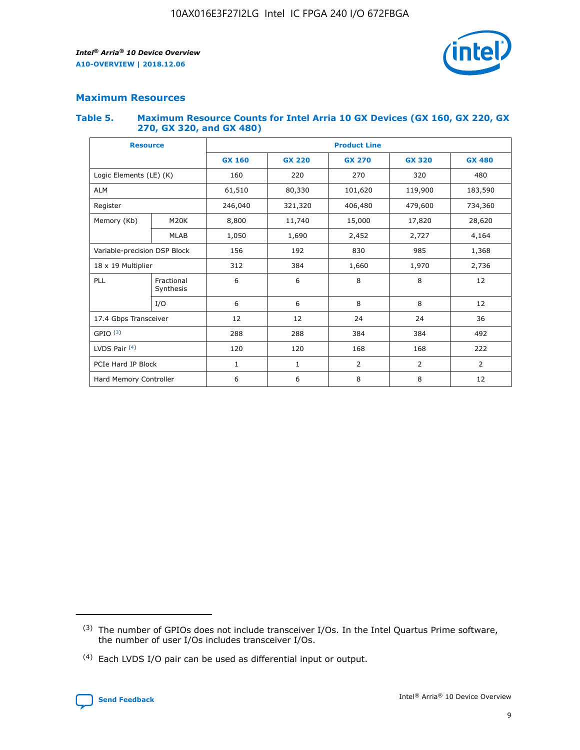## Maximum Resources

### Table 5. Maximum Resource Counts for Intel Arria 10 GX Devices (GX 160, GX 220, GX 270, GX 320, and GX 480)

| Resource | | Product Line | | | | |
|---|---|---|---|---|---|---|
| | | GX 160 | GX 220 | GX 270 | GX 320 | GX 480 |
| Logic Elements (LE) (K) | | 160 | 220 | 270 | 320 | 480 |
| ALM | | 61,510 | 80,330 | 101,620 | 119,900 | 183,590 |
| Register | | 246,040 | 321,320 | 406,480 | 479,600 | 734,360 |
| Memory (Kb) | M20K | 8,800 | 11,740 | 15,000 | 17,820 | 28,620 |
| | MLAB | 1,050 | 1,690 | 2,452 | 2,727 | 4,164 |
| Variable-precision DSP Block | | 156 | 192 | 830 | 985 | 1,368 |
| 18 x 19 Multiplier | | 312 | 384 | 1,660 | 1,970 | 2,736 |
| PLL | Fractional Synthesis | 6 | 6 | 8 | 8 | 12 |
| | I/O | 6 | 6 | 8 | 8 | 12 |
| 17.4 Gbps Transceiver | | 12 | 12 | 24 | 24 | 36 |
| GPIO [(3)] | | 288 | 288 | 384 | 384 | 492 |
| LVDS Pair [(4)] | | 120 | 120 | 168 | 168 | 222 |
| PCIe Hard IP Block | | 1 | 1 | 2 | 2 | 2 |
| Hard Memory Controller | | 6 | 6 | 8 | 8 | 12 |

(3) The number of GPIOs does not include transceiver I/Os. In the Intel Quartus Prime software, the number of user I/Os includes transceiver I/Os.

(4) Each LVDS I/O pair can be used as differential input or output.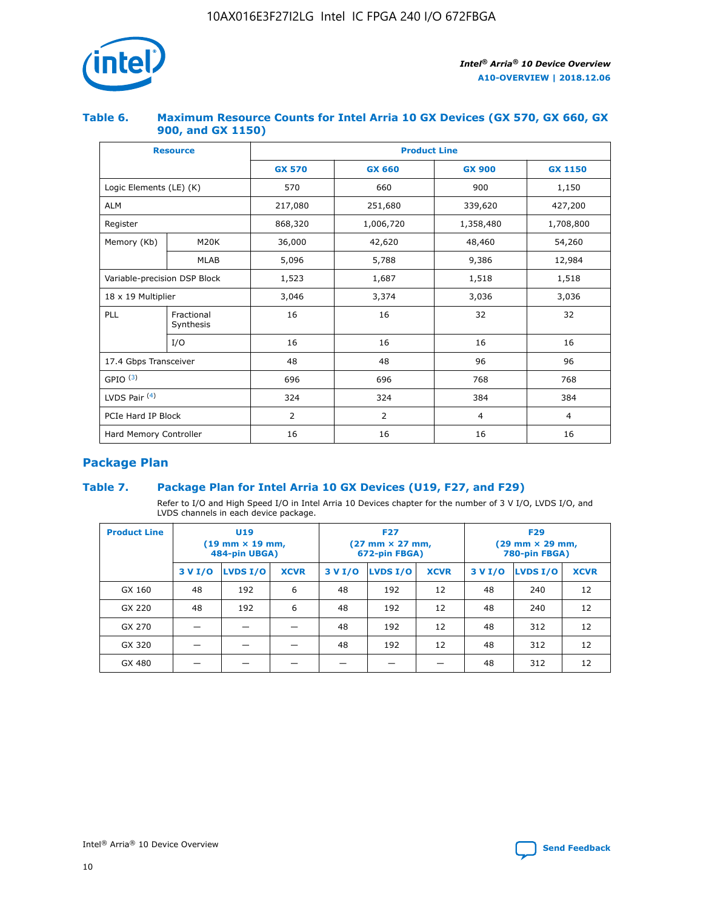### Table 6. Maximum Resource Counts for Intel Arria 10 GX Devices (GX 570, GX 660, GX 900, and GX 1150)

| Resource | | Product Line | | | |
|---|---|---|---|---|---|
| | | GX 570 | GX 660 | GX 900 | GX 1150 |
| Logic Elements (LE) (K) | | 570 | 660 | 900 | 1,150 |
| ALM | | 217,080 | 251,680 | 339,620 | 427,200 |
| Register | | 868,320 | 1,006,720 | 1,358,480 | 1,708,800 |
| Memory (Kb) | M20K | 36,000 | 42,620 | 48,460 | 54,260 |
| | MLAB | 5,096 | 5,788 | 9,386 | 12,984 |
| Variable-precision DSP Block | | 1,523 | 1,687 | 1,518 | 1,518 |
| 18 x 19 Multiplier | | 3,046 | 3,374 | 3,036 | 3,036 |
| PLL | Fractional Synthesis | 16 | 16 | 32 | 32 |
| | I/O | 16 | 16 | 16 | 16 |
| 17.4 Gbps Transceiver | | 48 | 48 | 96 | 96 |
| GPIO [(3)] | | 696 | 696 | 768 | 768 |
| LVDS Pair [(4)] | | 324 | 324 | 384 | 384 |
| PCIe Hard IP Block | | 2 | 2 | 4 | 4 |
| Hard Memory Controller | | 16 | 16 | 16 | 16 |

## Package Plan

### Table 7. Package Plan for Intel Arria 10 GX Devices (U19, F27, and F29)

Refer to I/O and High Speed I/O in Intel Arria 10 Devices chapter for the number of 3 V I/O, LVDS I/O, and LVDS channels in each device package.

| Product Line | U19 (19 mm × 19 mm, 484-pin UBGA) | | | F27 (27 mm × 27 mm, 672-pin FBGA) | | | F29 (29 mm × 29 mm, 780-pin FBGA) | | |
|---|---|---|---|---|---|---|---|---|---|
| | 3 V I/O | LVDS I/O | XCVR | 3 V I/O | LVDS I/O | XCVR | 3 V I/O | LVDS I/O | XCVR |
| GX 160 | 48 | 192 | 6 | 48 | 192 | 12 | 48 | 240 | 12 |
| GX 220 | 48 | 192 | 6 | 48 | 192 | 12 | 48 | 240 | 12 |
| GX 270 | — | — | — | 48 | 192 | 12 | 48 | 312 | 12 |
| GX 320 | — | — | — | 48 | 192 | 12 | 48 | 312 | 12 |
| GX 480 | — | — | — | — | — | — | 48 | 312 | 12 |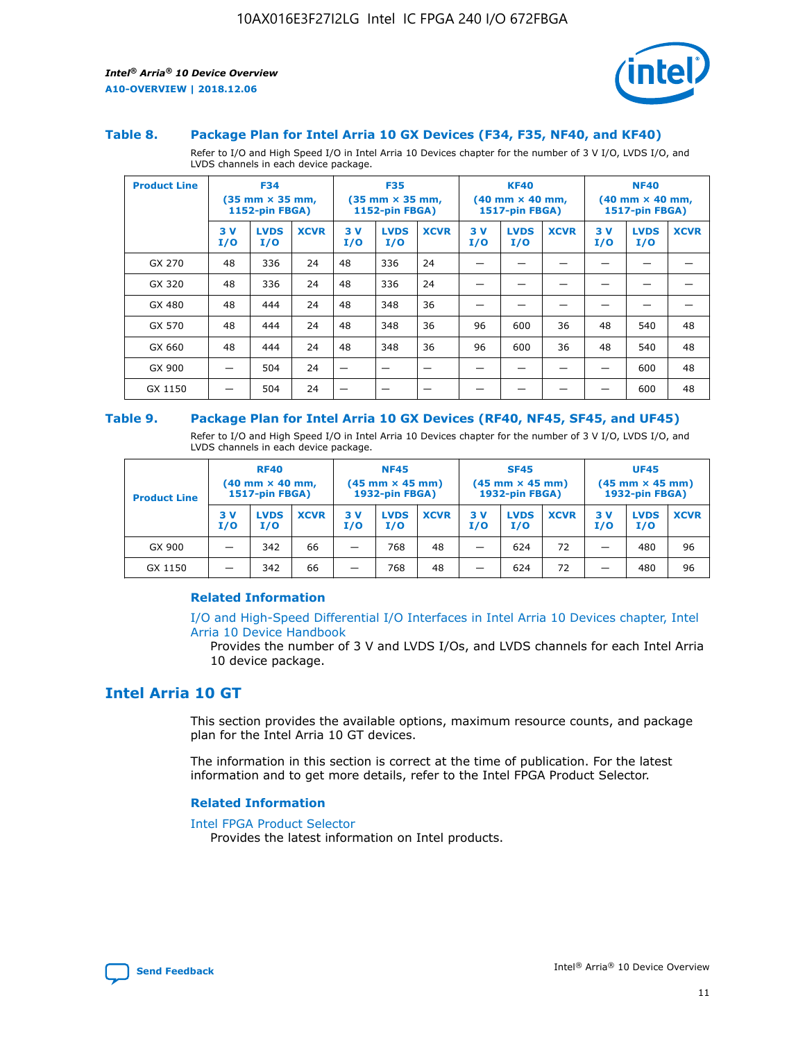### Table 8. Package Plan for Intel Arria 10 GX Devices (F34, F35, NF40, and KF40)

Refer to I/O and High Speed I/O in Intel Arria 10 Devices chapter for the number of 3 V I/O, LVDS I/O, and LVDS channels in each device package.

| Product Line | F34 (35 mm × 35 mm, 1152-pin FBGA) | | | F35 (35 mm × 35 mm, 1152-pin FBGA) | | | KF40 (40 mm × 40 mm, 1517-pin FBGA) | | | NF40 (40 mm × 40 mm, 1517-pin FBGA) | | |
|---|---|---|---|---|---|---|---|---|---|---|---|---|
| | 3 V I/O | LVDS I/O | XCVR | 3 V I/O | LVDS I/O | XCVR | 3 V I/O | LVDS I/O | XCVR | 3 V I/O | LVDS I/O | XCVR |
| GX 270 | 48 | 336 | 24 | 48 | 336 | 24 | — | — | — | — | — | — |
| GX 320 | 48 | 336 | 24 | 48 | 336 | 24 | — | — | — | — | — | — |
| GX 480 | 48 | 444 | 24 | 48 | 348 | 36 | — | — | — | — | — | — |
| GX 570 | 48 | 444 | 24 | 48 | 348 | 36 | 96 | 600 | 36 | 48 | 540 | 48 |
| GX 660 | 48 | 444 | 24 | 48 | 348 | 36 | 96 | 600 | 36 | 48 | 540 | 48 |
| GX 900 | — | 504 | 24 | — | — | — | — | — | — | — | 600 | 48 |
| GX 1150 | — | 504 | 24 | — | — | — | — | — | — | — | 600 | 48 |

### Table 9. Package Plan for Intel Arria 10 GX Devices (RF40, NF45, SF45, and UF45)

Refer to I/O and High Speed I/O in Intel Arria 10 Devices chapter for the number of 3 V I/O, LVDS I/O, and LVDS channels in each device package.

| Product Line | RF40 (40 mm × 40 mm, 1517-pin FBGA) | | | NF45 (45 mm × 45 mm) 1932-pin FBGA) | | | SF45 (45 mm × 45 mm) 1932-pin FBGA) | | | UF45 (45 mm × 45 mm) 1932-pin FBGA) | | |
|---|---|---|---|---|---|---|---|---|---|---|---|---|
| | 3 V I/O | LVDS I/O | XCVR | 3 V I/O | LVDS I/O | XCVR | 3 V I/O | LVDS I/O | XCVR | 3 V I/O | LVDS I/O | XCVR |
| GX 900 | — | 342 | 66 | — | 768 | 48 | — | 624 | 72 | — | 480 | 96 |
| GX 1150 | — | 342 | 66 | — | 768 | 48 | — | 624 | 72 | — | 480 | 96 |

#### Related Information

I/O and High-Speed Differential I/O Interfaces in Intel Arria 10 Devices chapter, Intel Arria 10 Device Handbook

Provides the number of 3 V and LVDS I/Os, and LVDS channels for each Intel Arria 10 device package.

## Intel Arria 10 GT

This section provides the available options, maximum resource counts, and package plan for the Intel Arria 10 GT devices.

The information in this section is correct at the time of publication. For the latest information and to get more details, refer to the Intel FPGA Product Selector.

#### Related Information

Intel FPGA Product Selector

Provides the latest information on Intel products.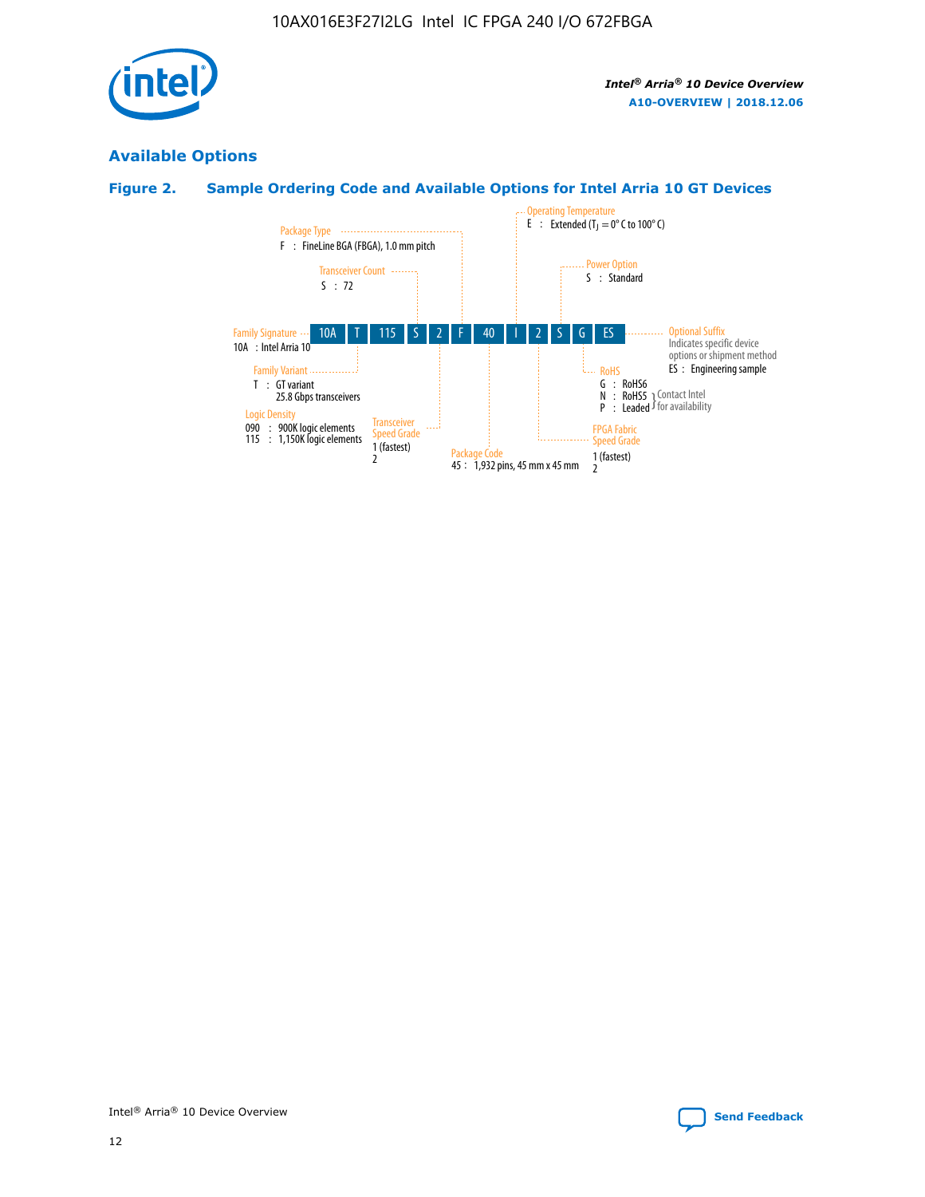## Available Options

### Figure 2. Sample Ordering Code and Available Options for Intel Arria 10 GT Devices

| 10A | T | 115 | S | 2 | F | 40 | I | 2 | S | G | ES |
|---|---|---|---|---|---|---|---|---|---|---|---|

**Family Signature**
10A : Intel Arria 10

**Family Variant**
T : GT variant
25.8 Gbps transceivers

**Logic Density**
090 : 900K logic elements
115 : 1,150K logic elements

**Transceiver Count**
S : 72

**Transceiver Speed Grade**
1 (fastest)
2

**Package Type**
F : FineLine BGA (FBGA), 1.0 mm pitch

**Package Code**
45 : 1,932 pins, 45 mm x 45 mm

**Operating Temperature**
E : Extended ($T_J$ = 0° C to 100° C)

**FPGA Fabric Speed Grade**
1 (fastest)
2

**Power Option**
S : Standard

**RoHS**
G : RoHS6
N : RoHS5 } Contact Intel for availability
P : Leaded } Contact Intel for availability

**Optional Suffix**
Indicates specific device options or shipment method
ES : Engineering sample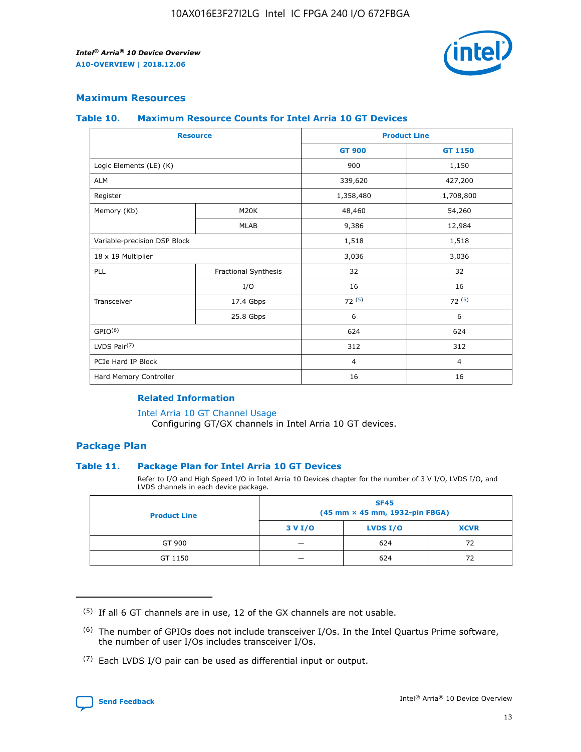## Maximum Resources

### Table 10. Maximum Resource Counts for Intel Arria 10 GT Devices

| Resource | | Product Line | |
|---|---|---|---|
| | | GT 900 | GT 1150 |
| Logic Elements (LE) (K) | | 900 | 1,150 |
| ALM | | 339,620 | 427,200 |
| Register | | 1,358,480 | 1,708,800 |
| Memory (Kb) | M20K | 48,460 | 54,260 |
| | MLAB | 9,386 | 12,984 |
| Variable-precision DSP Block | | 1,518 | 1,518 |
| 18 x 19 Multiplier | | 3,036 | 3,036 |
| PLL | Fractional Synthesis | 32 | 32 |
| | I/O | 16 | 16 |
| Transceiver | 17.4 Gbps | 72 (5) | 72 (5) |
| | 25.8 Gbps | 6 | 6 |
| GPIO(6) | | 624 | 624 |
| LVDS Pair(7) | | 312 | 312 |
| PCIe Hard IP Block | | 4 | 4 |
| Hard Memory Controller | | 16 | 16 |

#### Related Information

Intel Arria 10 GT Channel Usage
Configuring GT/GX channels in Intel Arria 10 GT devices.

## Package Plan

### Table 11. Package Plan for Intel Arria 10 GT Devices

Refer to I/O and High Speed I/O in Intel Arria 10 Devices chapter for the number of 3 V I/O, LVDS I/O, and LVDS channels in each device package.

| Product Line | SF45 (45 mm × 45 mm, 1932-pin FBGA) | | |
|---|---|---|---|
| | 3 V I/O | LVDS I/O | XCVR |
| GT 900 | — | 624 | 72 |
| GT 1150 | — | 624 | 72 |

(5) If all 6 GT channels are in use, 12 of the GX channels are not usable.

(6) The number of GPIOs does not include transceiver I/Os. In the Intel Quartus Prime software, the number of user I/Os includes transceiver I/Os.

(7) Each LVDS I/O pair can be used as differential input or output.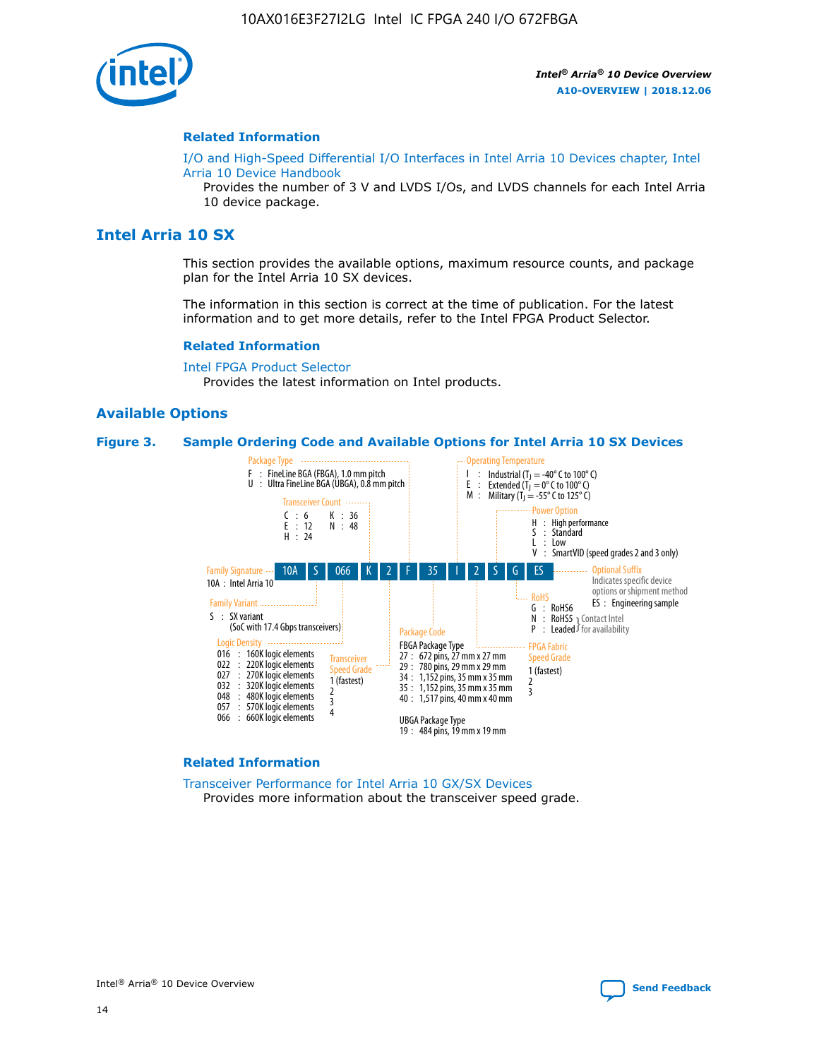## Related Information

I/O and High-Speed Differential I/O Interfaces in Intel Arria 10 Devices chapter, Intel Arria 10 Device Handbook

Provides the number of 3 V and LVDS I/Os, and LVDS channels for each Intel Arria 10 device package.

# Intel Arria 10 SX

This section provides the available options, maximum resource counts, and package plan for the Intel Arria 10 SX devices.

The information in this section is correct at the time of publication. For the latest information and to get more details, refer to the Intel FPGA Product Selector.

## Related Information

Intel FPGA Product Selector

Provides the latest information on Intel products.

## Available Options

**Figure 3. Sample Ordering Code and Available Options for Intel Arria 10 SX Devices**

Sample ordering code: 10A S 066 K 2 F 35 I 2 S G ES

**Family Signature**
- 10A : Intel Arria 10

**Family Variant**
- S : SX variant (SoC with 17.4 Gbps transceivers)

**Logic Density**
- 016 : 160K logic elements
- 022 : 220K logic elements
- 027 : 270K logic elements
- 032 : 320K logic elements
- 048 : 480K logic elements
- 057 : 570K logic elements
- 066 : 660K logic elements

**Transceiver Count**
- C : 6
- E : 12
- H : 24
- K : 36
- N : 48

**Transceiver Speed Grade**
- 1 (fastest)
- 2
- 3
- 4

**Package Type**
- F : FineLine BGA (FBGA), 1.0 mm pitch
- U : Ultra FineLine BGA (UBGA), 0.8 mm pitch

**Package Code**

FBGA Package Type
- 27 : 672 pins, 27 mm x 27 mm
- 29 : 780 pins, 29 mm x 29 mm
- 34 : 1,152 pins, 35 mm x 35 mm
- 35 : 1,152 pins, 35 mm x 35 mm
- 40 : 1,517 pins, 40 mm x 40 mm

UBGA Package Type
- 19 : 484 pins, 19 mm x 19 mm

**Operating Temperature**
- I : Industrial ($T_J$ = -40° C to 100° C)
- E : Extended ($T_J$ = 0° C to 100° C)
- M : Military ($T_J$ = -55° C to 125° C)

**FPGA Fabric Speed Grade**
- 1 (fastest)
- 2
- 3

**Power Option**
- H : High performance
- S : Standard
- L : Low
- V : SmartVID (speed grades 2 and 3 only)

**RoHS**
- G : RoHS6
- N : RoHS5 (Contact Intel for availability)
- P : Leaded (Contact Intel for availability)

**Optional Suffix**

Indicates specific device options or shipment method
- ES : Engineering sample

## Related Information

Transceiver Performance for Intel Arria 10 GX/SX Devices

Provides more information about the transceiver speed grade.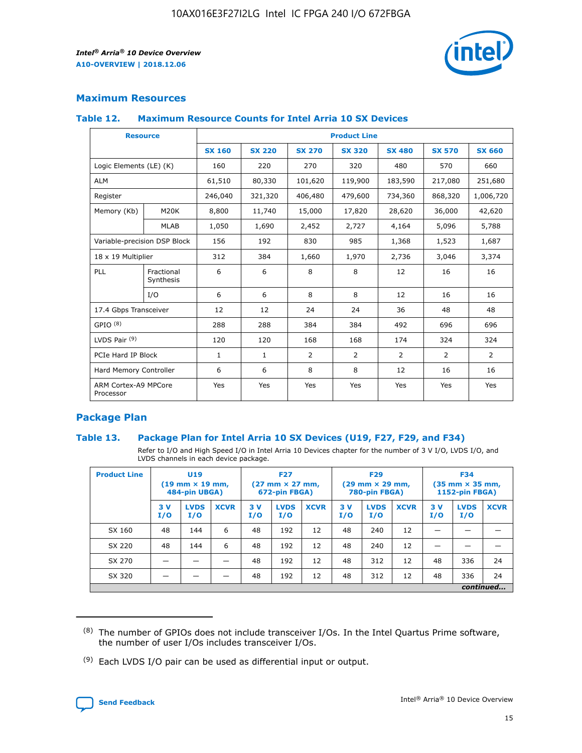## Maximum Resources

### Table 12. Maximum Resource Counts for Intel Arria 10 SX Devices

| Resource | | Product Line | | | | | | |
|---|---|---|---|---|---|---|---|---|
| | | SX 160 | SX 220 | SX 270 | SX 320 | SX 480 | SX 570 | SX 660 |
| Logic Elements (LE) (K) | | 160 | 220 | 270 | 320 | 480 | 570 | 660 |
| ALM | | 61,510 | 80,330 | 101,620 | 119,900 | 183,590 | 217,080 | 251,680 |
| Register | | 246,040 | 321,320 | 406,480 | 479,600 | 734,360 | 868,320 | 1,006,720 |
| Memory (Kb) | M20K | 8,800 | 11,740 | 15,000 | 17,820 | 28,620 | 36,000 | 42,620 |
| | MLAB | 1,050 | 1,690 | 2,452 | 2,727 | 4,164 | 5,096 | 5,788 |
| Variable-precision DSP Block | | 156 | 192 | 830 | 985 | 1,368 | 1,523 | 1,687 |
| 18 x 19 Multiplier | | 312 | 384 | 1,660 | 1,970 | 2,736 | 3,046 | 3,374 |
| PLL | Fractional Synthesis | 6 | 6 | 8 | 8 | 12 | 16 | 16 |
| | I/O | 6 | 6 | 8 | 8 | 12 | 16 | 16 |
| 17.4 Gbps Transceiver | | 12 | 12 | 24 | 24 | 36 | 48 | 48 |
| GPIO [(8)] | | 288 | 288 | 384 | 384 | 492 | 696 | 696 |
| LVDS Pair [(9)] | | 120 | 120 | 168 | 168 | 174 | 324 | 324 |
| PCIe Hard IP Block | | 1 | 1 | 2 | 2 | 2 | 2 | 2 |
| Hard Memory Controller | | 6 | 6 | 8 | 8 | 12 | 16 | 16 |
| ARM Cortex-A9 MPCore Processor | | Yes | Yes | Yes | Yes | Yes | Yes | Yes |

## Package Plan

### Table 13. Package Plan for Intel Arria 10 SX Devices (U19, F27, F29, and F34)

Refer to I/O and High Speed I/O in Intel Arria 10 Devices chapter for the number of 3 V I/O, LVDS I/O, and LVDS channels in each device package.

| Product Line | U19 (19 mm × 19 mm, 484-pin UBGA) | | | F27 (27 mm × 27 mm, 672-pin FBGA) | | | F29 (29 mm × 29 mm, 780-pin FBGA) | | | F34 (35 mm × 35 mm, 1152-pin FBGA) | | |
|---|---|---|---|---|---|---|---|---|---|---|---|---|
| | 3 V I/O | LVDS I/O | XCVR | 3 V I/O | LVDS I/O | XCVR | 3 V I/O | LVDS I/O | XCVR | 3 V I/O | LVDS I/O | XCVR |
| SX 160 | 48 | 144 | 6 | 48 | 192 | 12 | 48 | 240 | 12 | — | — | — |
| SX 220 | 48 | 144 | 6 | 48 | 192 | 12 | 48 | 240 | 12 | — | — | — |
| SX 270 | — | — | — | 48 | 192 | 12 | 48 | 312 | 12 | 48 | 336 | 24 |
| SX 320 | — | — | — | 48 | 192 | 12 | 48 | 312 | 12 | 48 | 336 | 24 |

*continued...*

(8) The number of GPIOs does not include transceiver I/Os. In the Intel Quartus Prime software, the number of user I/Os includes transceiver I/Os.

(9) Each LVDS I/O pair can be used as differential input or output.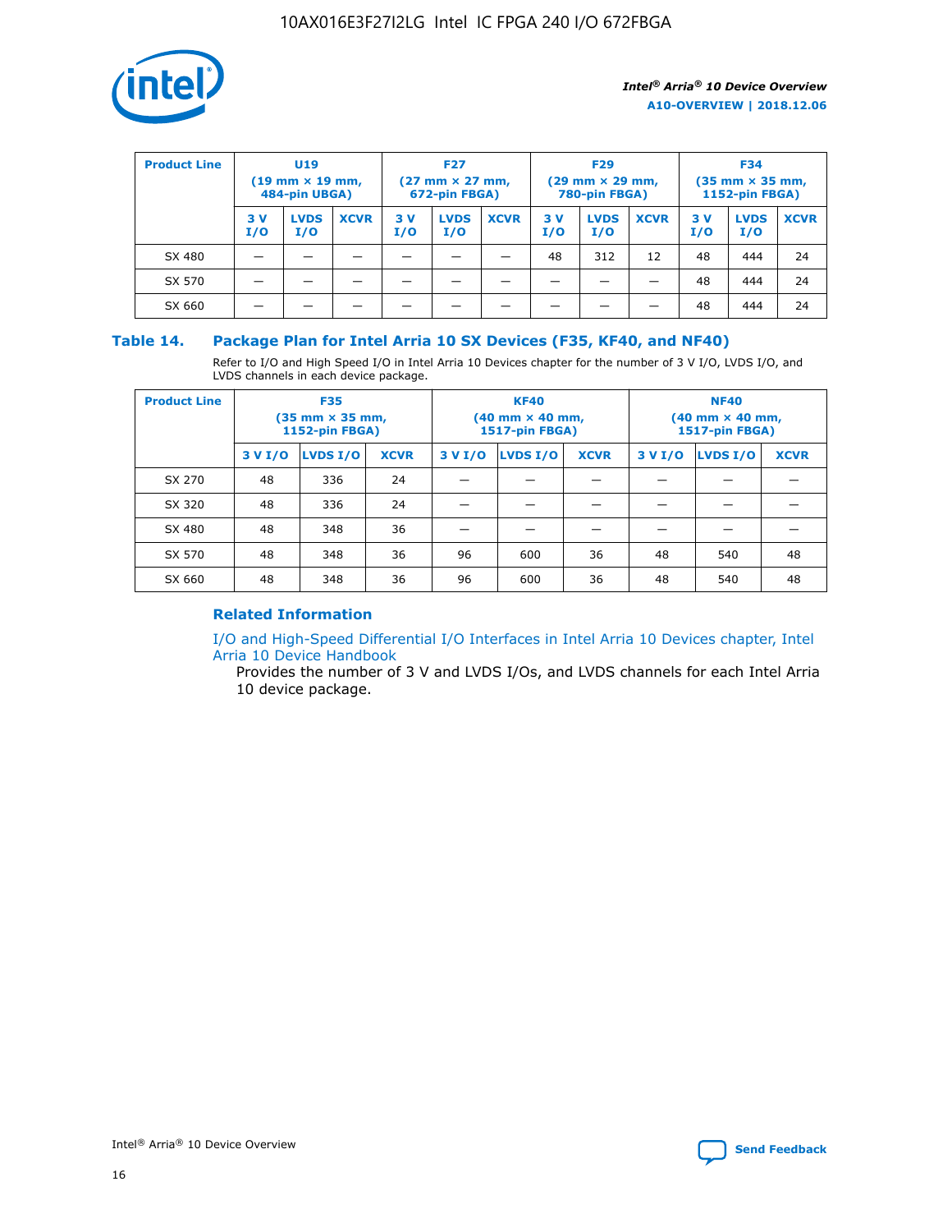| Product Line | U19 (19 mm × 19 mm, 484-pin UBGA) | | | F27 (27 mm × 27 mm, 672-pin FBGA) | | | F29 (29 mm × 29 mm, 780-pin FBGA) | | | F34 (35 mm × 35 mm, 1152-pin FBGA) | | |
|---|---|---|---|---|---|---|---|---|---|---|---|---|
| | 3 V I/O | LVDS I/O | XCVR | 3 V I/O | LVDS I/O | XCVR | 3 V I/O | LVDS I/O | XCVR | 3 V I/O | LVDS I/O | XCVR |
| SX 480 | — | — | — | — | — | — | 48 | 312 | 12 | 48 | 444 | 24 |
| SX 570 | — | — | — | — | — | — | — | — | — | 48 | 444 | 24 |
| SX 660 | — | — | — | — | — | — | — | — | — | 48 | 444 | 24 |

## Table 14. Package Plan for Intel Arria 10 SX Devices (F35, KF40, and NF40)

Refer to I/O and High Speed I/O in Intel Arria 10 Devices chapter for the number of 3 V I/O, LVDS I/O, and LVDS channels in each device package.

| Product Line | F35 (35 mm × 35 mm, 1152-pin FBGA) | | | KF40 (40 mm × 40 mm, 1517-pin FBGA) | | | NF40 (40 mm × 40 mm, 1517-pin FBGA) | | |
|---|---|---|---|---|---|---|---|---|---|
| | 3 V I/O | LVDS I/O | XCVR | 3 V I/O | LVDS I/O | XCVR | 3 V I/O | LVDS I/O | XCVR |
| SX 270 | 48 | 336 | 24 | — | — | — | — | — | — |
| SX 320 | 48 | 336 | 24 | — | — | — | — | — | — |
| SX 480 | 48 | 348 | 36 | — | — | — | — | — | — |
| SX 570 | 48 | 348 | 36 | 96 | 600 | 36 | 48 | 540 | 48 |
| SX 660 | 48 | 348 | 36 | 96 | 600 | 36 | 48 | 540 | 48 |

### Related Information

I/O and High-Speed Differential I/O Interfaces in Intel Arria 10 Devices chapter, Intel Arria 10 Device Handbook

Provides the number of 3 V and LVDS I/Os, and LVDS channels for each Intel Arria 10 device package.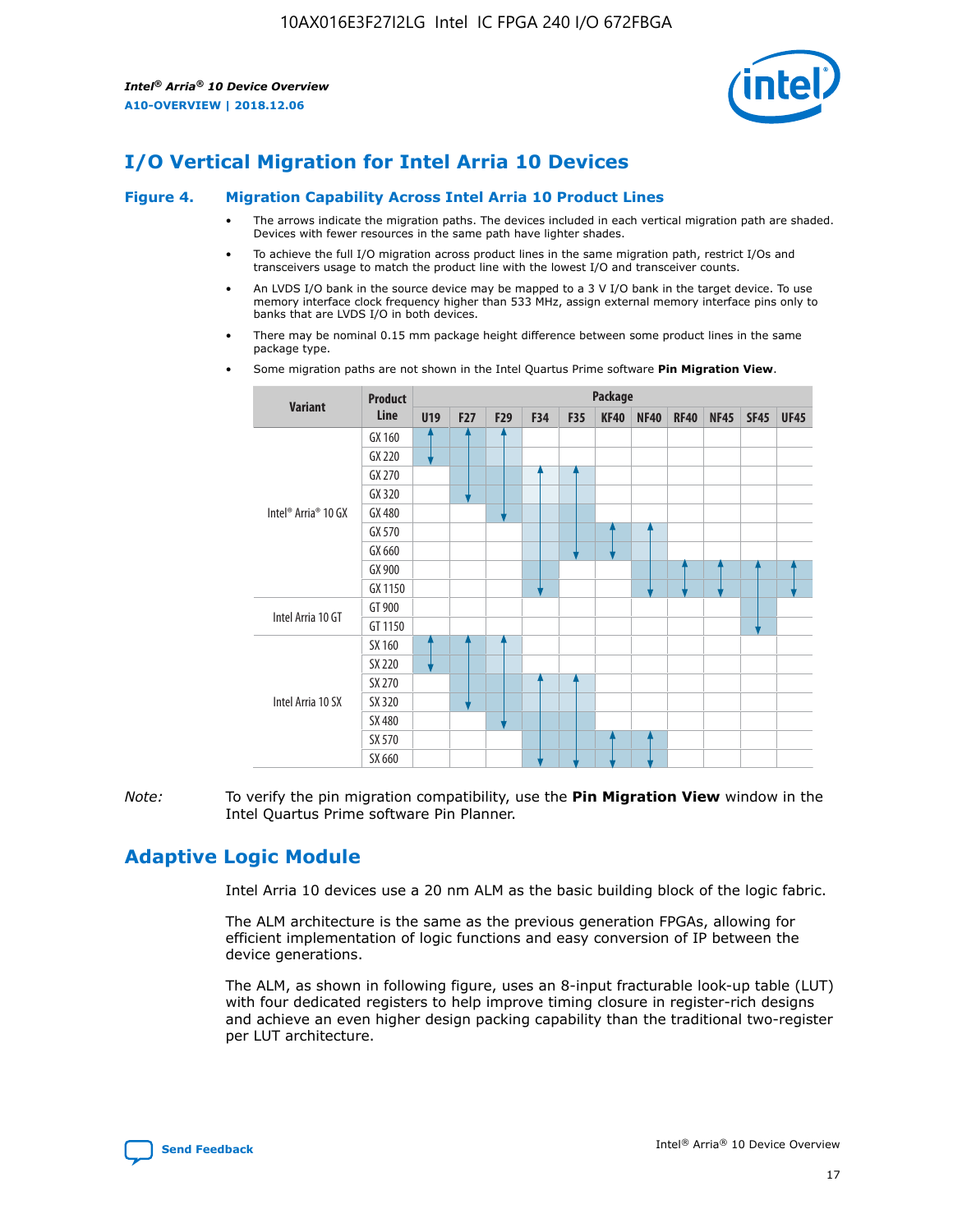# I/O Vertical Migration for Intel Arria 10 Devices

**Figure 4. Migration Capability Across Intel Arria 10 Product Lines**

- The arrows indicate the migration paths. The devices included in each vertical migration path are shaded. Devices with fewer resources in the same path have lighter shades.
- To achieve the full I/O migration across product lines in the same migration path, restrict I/Os and transceivers usage to match the product line with the lowest I/O and transceiver counts.
- An LVDS I/O bank in the source device may be mapped to a 3 V I/O bank in the target device. To use memory interface clock frequency higher than 533 MHz, assign external memory interface pins only to banks that are LVDS I/O in both devices.
- There may be nominal 0.15 mm package height difference between some product lines in the same package type.
- Some migration paths are not shown in the Intel Quartus Prime software **Pin Migration View**.

| Variant | Product Line | Package | | | | | | | | | | |
|---|---|---|---|---|---|---|---|---|---|---|---|---|
| | | U19 | F27 | F29 | F34 | F35 | KF40 | NF40 | RF40 | NF45 | SF45 | UF45 |
| Intel® Arria® 10 GX | GX 160 | | | | | | | | | | | |
| | GX 220 | | | | | | | | | | | |
| | GX 270 | | | | | | | | | | | |
| | GX 320 | | | | | | | | | | | |
| | GX 480 | | | | | | | | | | | |
| | GX 570 | | | | | | | | | | | |
| | GX 660 | | | | | | | | | | | |
| | GX 900 | | | | | | | | | | | |
| | GX 1150 | | | | | | | | | | | |
| Intel Arria 10 GT | GT 900 | | | | | | | | | | | |
| | GT 1150 | | | | | | | | | | | |
| Intel Arria 10 SX | SX 160 | | | | | | | | | | | |
| | SX 220 | | | | | | | | | | | |
| | SX 270 | | | | | | | | | | | |
| | SX 320 | | | | | | | | | | | |
| | SX 480 | | | | | | | | | | | |
| | SX 570 | | | | | | | | | | | |
| | SX 660 | | | | | | | | | | | |

*Note:* To verify the pin migration compatibility, use the **Pin Migration View** window in the Intel Quartus Prime software Pin Planner.

# Adaptive Logic Module

Intel Arria 10 devices use a 20 nm ALM as the basic building block of the logic fabric.

The ALM architecture is the same as the previous generation FPGAs, allowing for efficient implementation of logic functions and easy conversion of IP between the device generations.

The ALM, as shown in following figure, uses an 8-input fracturable look-up table (LUT) with four dedicated registers to help improve timing closure in register-rich designs and achieve an even higher design packing capability than the traditional two-register per LUT architecture.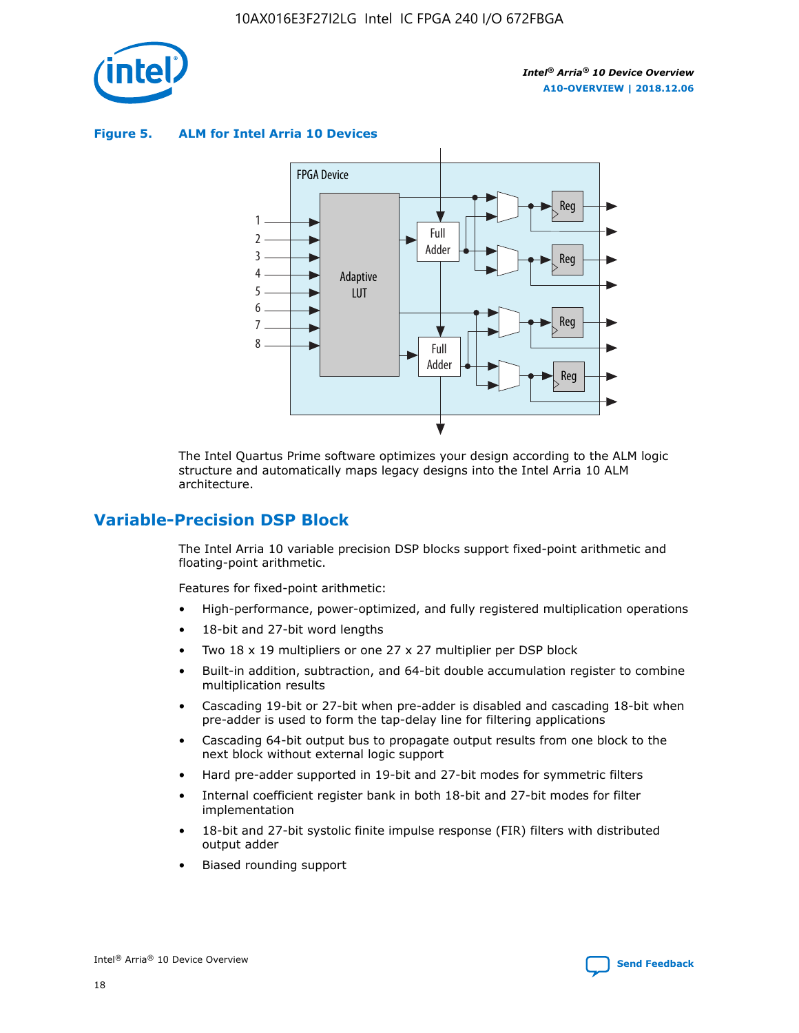**Figure 5. ALM for Intel Arria 10 Devices**

The Intel Quartus Prime software optimizes your design according to the ALM logic structure and automatically maps legacy designs into the Intel Arria 10 ALM architecture.

## Variable-Precision DSP Block

The Intel Arria 10 variable precision DSP blocks support fixed-point arithmetic and floating-point arithmetic.

Features for fixed-point arithmetic:

- High-performance, power-optimized, and fully registered multiplication operations
- 18-bit and 27-bit word lengths
- Two 18 x 19 multipliers or one 27 x 27 multiplier per DSP block
- Built-in addition, subtraction, and 64-bit double accumulation register to combine multiplication results
- Cascading 19-bit or 27-bit when pre-adder is disabled and cascading 18-bit when pre-adder is used to form the tap-delay line for filtering applications
- Cascading 64-bit output bus to propagate output results from one block to the next block without external logic support
- Hard pre-adder supported in 19-bit and 27-bit modes for symmetric filters
- Internal coefficient register bank in both 18-bit and 27-bit modes for filter implementation
- 18-bit and 27-bit systolic finite impulse response (FIR) filters with distributed output adder
- Biased rounding support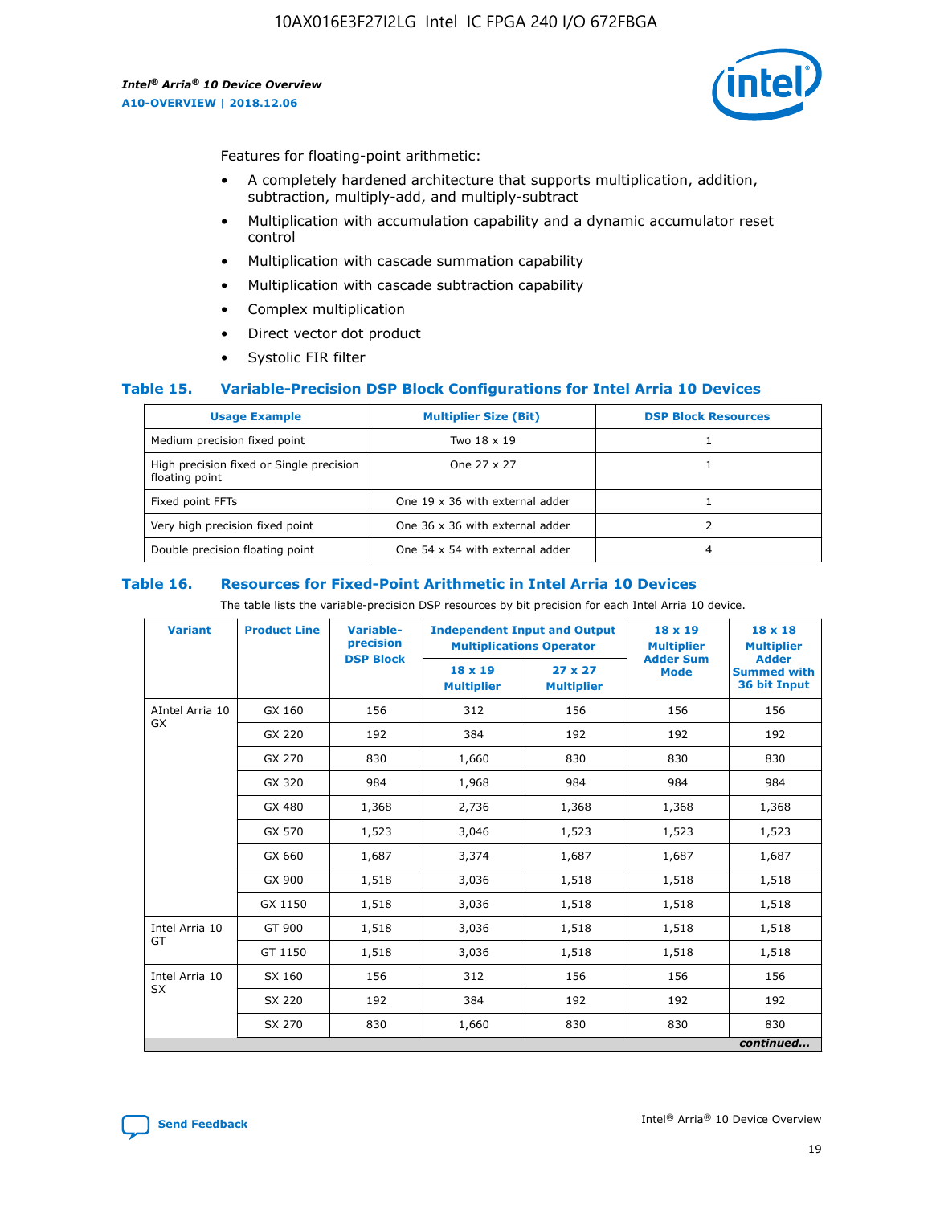Features for floating-point arithmetic:

- A completely hardened architecture that supports multiplication, addition, subtraction, multiply-add, and multiply-subtract
- Multiplication with accumulation capability and a dynamic accumulator reset control
- Multiplication with cascade summation capability
- Multiplication with cascade subtraction capability
- Complex multiplication
- Direct vector dot product
- Systolic FIR filter

### Table 15. Variable-Precision DSP Block Configurations for Intel Arria 10 Devices

| Usage Example | Multiplier Size (Bit) | DSP Block Resources |
|---|---|---|
| Medium precision fixed point | Two 18 x 19 | 1 |
| High precision fixed or Single precision floating point | One 27 x 27 | 1 |
| Fixed point FFTs | One 19 x 36 with external adder | 1 |
| Very high precision fixed point | One 36 x 36 with external adder | 2 |
| Double precision floating point | One 54 x 54 with external adder | 4 |

### Table 16. Resources for Fixed-Point Arithmetic in Intel Arria 10 Devices

The table lists the variable-precision DSP resources by bit precision for each Intel Arria 10 device.

| Variant | Product Line | Variable-precision DSP Block | Independent Input and Output Multiplications Operator | | 18 x 19 Multiplier Adder Sum Mode | 18 x 18 Multiplier Adder Summed with 36 bit Input |
|---|---|---|---|---|---|---|
| | | | 18 x 19 Multiplier | 27 x 27 Multiplier | | |
| AIntel Arria 10 GX | GX 160 | 156 | 312 | 156 | 156 | 156 |
| | GX 220 | 192 | 384 | 192 | 192 | 192 |
| | GX 270 | 830 | 1,660 | 830 | 830 | 830 |
| | GX 320 | 984 | 1,968 | 984 | 984 | 984 |
| | GX 480 | 1,368 | 2,736 | 1,368 | 1,368 | 1,368 |
| | GX 570 | 1,523 | 3,046 | 1,523 | 1,523 | 1,523 |
| | GX 660 | 1,687 | 3,374 | 1,687 | 1,687 | 1,687 |
| | GX 900 | 1,518 | 3,036 | 1,518 | 1,518 | 1,518 |
| | GX 1150 | 1,518 | 3,036 | 1,518 | 1,518 | 1,518 |
| Intel Arria 10 GT | GT 900 | 1,518 | 3,036 | 1,518 | 1,518 | 1,518 |
| | GT 1150 | 1,518 | 3,036 | 1,518 | 1,518 | 1,518 |
| Intel Arria 10 SX | SX 160 | 156 | 312 | 156 | 156 | 156 |
| | SX 220 | 192 | 384 | 192 | 192 | 192 |
| | SX 270 | 830 | 1,660 | 830 | 830 | 830 |

*continued...*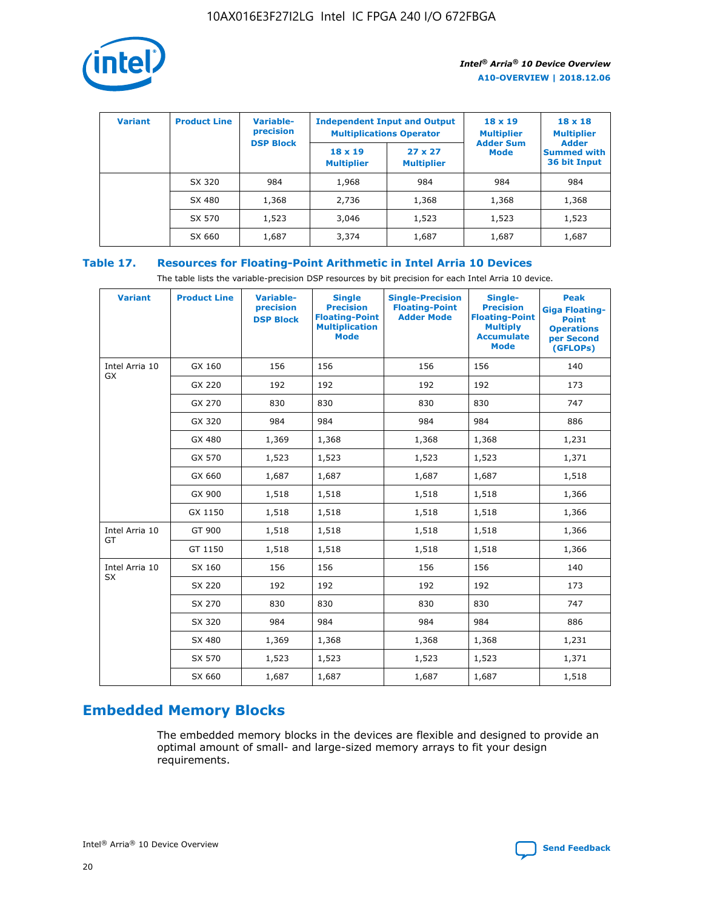| Variant | Product Line | Variable-precision DSP Block | Independent Input and Output Multiplications Operator | | 18 x 19 Multiplier Adder Sum Mode | 18 x 18 Multiplier Adder Summed with 36 bit Input |
|---|---|---|---|---|---|---|
| | | | 18 x 19 Multiplier | 27 x 27 Multiplier | | |
| | SX 320 | 984 | 1,968 | 984 | 984 | 984 |
| | SX 480 | 1,368 | 2,736 | 1,368 | 1,368 | 1,368 |
| | SX 570 | 1,523 | 3,046 | 1,523 | 1,523 | 1,523 |
| | SX 660 | 1,687 | 3,374 | 1,687 | 1,687 | 1,687 |

### Table 17. Resources for Floating-Point Arithmetic in Intel Arria 10 Devices

The table lists the variable-precision DSP resources by bit precision for each Intel Arria 10 device.

| Variant | Product Line | Variable-precision DSP Block | Single Precision Floating-Point Multiplication Mode | Single-Precision Floating-Point Adder Mode | Single-Precision Floating-Point Multiply Accumulate Mode | Peak Giga Floating-Point Operations per Second (GFLOPs) |
|---|---|---|---|---|---|---|
| Intel Arria 10 GX | GX 160 | 156 | 156 | 156 | 156 | 140 |
| | GX 220 | 192 | 192 | 192 | 192 | 173 |
| | GX 270 | 830 | 830 | 830 | 830 | 747 |
| | GX 320 | 984 | 984 | 984 | 984 | 886 |
| | GX 480 | 1,369 | 1,368 | 1,368 | 1,368 | 1,231 |
| | GX 570 | 1,523 | 1,523 | 1,523 | 1,523 | 1,371 |
| | GX 660 | 1,687 | 1,687 | 1,687 | 1,687 | 1,518 |
| | GX 900 | 1,518 | 1,518 | 1,518 | 1,518 | 1,366 |
| | GX 1150 | 1,518 | 1,518 | 1,518 | 1,518 | 1,366 |
| Intel Arria 10 GT | GT 900 | 1,518 | 1,518 | 1,518 | 1,518 | 1,366 |
| | GT 1150 | 1,518 | 1,518 | 1,518 | 1,518 | 1,366 |
| Intel Arria 10 SX | SX 160 | 156 | 156 | 156 | 156 | 140 |
| | SX 220 | 192 | 192 | 192 | 192 | 173 |
| | SX 270 | 830 | 830 | 830 | 830 | 747 |
| | SX 320 | 984 | 984 | 984 | 984 | 886 |
| | SX 480 | 1,369 | 1,368 | 1,368 | 1,368 | 1,231 |
| | SX 570 | 1,523 | 1,523 | 1,523 | 1,523 | 1,371 |
| | SX 660 | 1,687 | 1,687 | 1,687 | 1,687 | 1,518 |

## Embedded Memory Blocks

The embedded memory blocks in the devices are flexible and designed to provide an optimal amount of small- and large-sized memory arrays to fit your design requirements.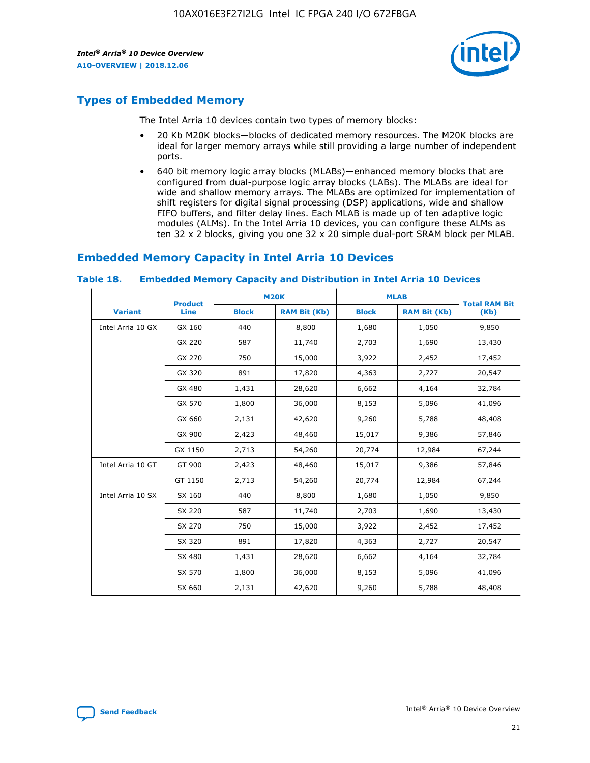## Types of Embedded Memory

The Intel Arria 10 devices contain two types of memory blocks:

- 20 Kb M20K blocks—blocks of dedicated memory resources. The M20K blocks are ideal for larger memory arrays while still providing a large number of independent ports.
- 640 bit memory logic array blocks (MLABs)—enhanced memory blocks that are configured from dual-purpose logic array blocks (LABs). The MLABs are ideal for wide and shallow memory arrays. The MLABs are optimized for implementation of shift registers for digital signal processing (DSP) applications, wide and shallow FIFO buffers, and filter delay lines. Each MLAB is made up of ten adaptive logic modules (ALMs). In the Intel Arria 10 devices, you can configure these ALMs as ten 32 x 2 blocks, giving you one 32 x 20 simple dual-port SRAM block per MLAB.

## Embedded Memory Capacity in Intel Arria 10 Devices

**Table 18. Embedded Memory Capacity and Distribution in Intel Arria 10 Devices**

| Variant | Product Line | M20K | | MLAB | | Total RAM Bit (Kb) |
|---|---|---|---|---|---|---|
| | | Block | RAM Bit (Kb) | Block | RAM Bit (Kb) | |
| Intel Arria 10 GX | GX 160 | 440 | 8,800 | 1,680 | 1,050 | 9,850 |
| | GX 220 | 587 | 11,740 | 2,703 | 1,690 | 13,430 |
| | GX 270 | 750 | 15,000 | 3,922 | 2,452 | 17,452 |
| | GX 320 | 891 | 17,820 | 4,363 | 2,727 | 20,547 |
| | GX 480 | 1,431 | 28,620 | 6,662 | 4,164 | 32,784 |
| | GX 570 | 1,800 | 36,000 | 8,153 | 5,096 | 41,096 |
| | GX 660 | 2,131 | 42,620 | 9,260 | 5,788 | 48,408 |
| | GX 900 | 2,423 | 48,460 | 15,017 | 9,386 | 57,846 |
| | GX 1150 | 2,713 | 54,260 | 20,774 | 12,984 | 67,244 |
| Intel Arria 10 GT | GT 900 | 2,423 | 48,460 | 15,017 | 9,386 | 57,846 |
| | GT 1150 | 2,713 | 54,260 | 20,774 | 12,984 | 67,244 |
| Intel Arria 10 SX | SX 160 | 440 | 8,800 | 1,680 | 1,050 | 9,850 |
| | SX 220 | 587 | 11,740 | 2,703 | 1,690 | 13,430 |
| | SX 270 | 750 | 15,000 | 3,922 | 2,452 | 17,452 |
| | SX 320 | 891 | 17,820 | 4,363 | 2,727 | 20,547 |
| | SX 480 | 1,431 | 28,620 | 6,662 | 4,164 | 32,784 |
| | SX 570 | 1,800 | 36,000 | 8,153 | 5,096 | 41,096 |
| | SX 660 | 2,131 | 42,620 | 9,260 | 5,788 | 48,408 |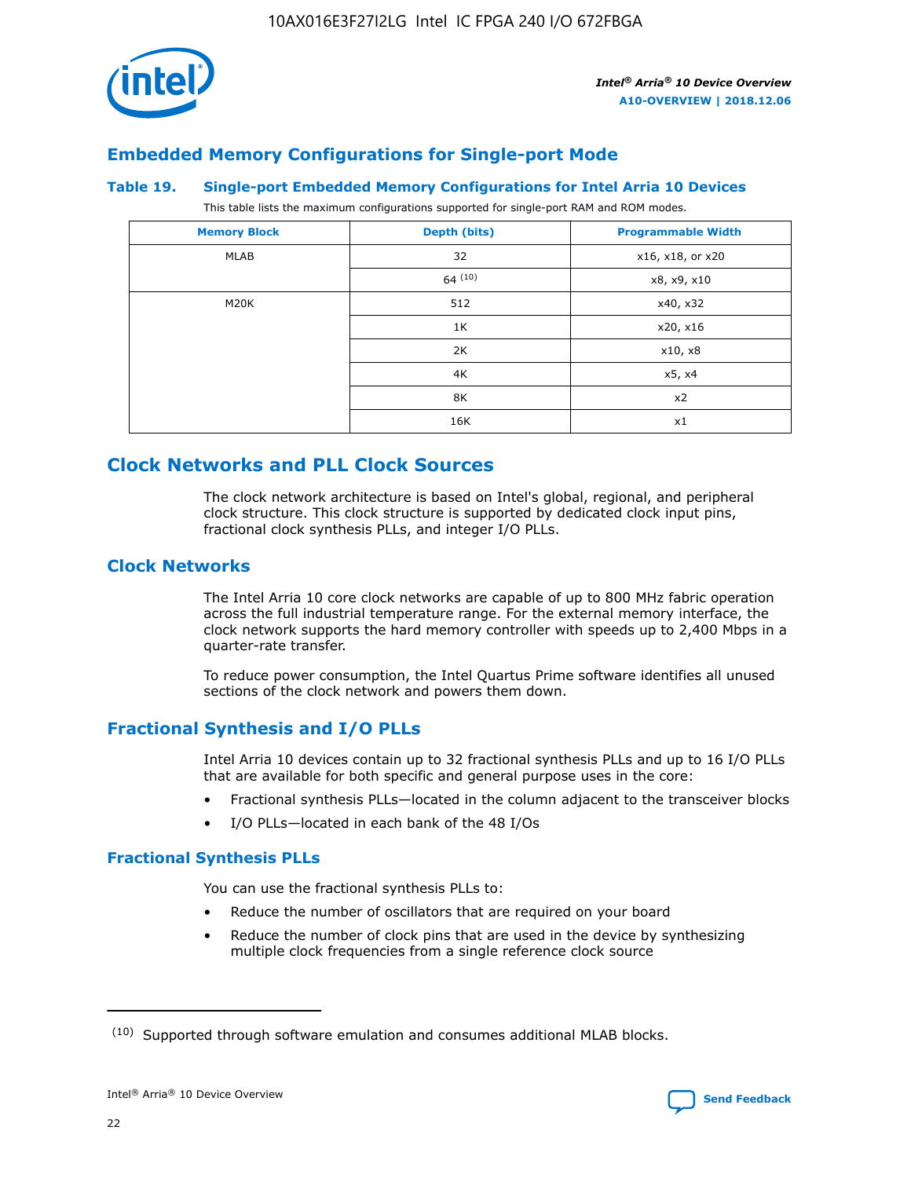## Embedded Memory Configurations for Single-port Mode

**Table 19. Single-port Embedded Memory Configurations for Intel Arria 10 Devices**

This table lists the maximum configurations supported for single-port RAM and ROM modes.

| Memory Block | Depth (bits) | Programmable Width |
|---|---|---|
| MLAB | 32 | x16, x18, or x20 |
| | 64 (10) | x8, x9, x10 |
| M20K | 512 | x40, x32 |
| | 1K | x20, x16 |
| | 2K | x10, x8 |
| | 4K | x5, x4 |
| | 8K | x2 |
| | 16K | x1 |

## Clock Networks and PLL Clock Sources

The clock network architecture is based on Intel's global, regional, and peripheral clock structure. This clock structure is supported by dedicated clock input pins, fractional clock synthesis PLLs, and integer I/O PLLs.

### Clock Networks

The Intel Arria 10 core clock networks are capable of up to 800 MHz fabric operation across the full industrial temperature range. For the external memory interface, the clock network supports the hard memory controller with speeds up to 2,400 Mbps in a quarter-rate transfer.

To reduce power consumption, the Intel Quartus Prime software identifies all unused sections of the clock network and powers them down.

### Fractional Synthesis and I/O PLLs

Intel Arria 10 devices contain up to 32 fractional synthesis PLLs and up to 16 I/O PLLs that are available for both specific and general purpose uses in the core:

- Fractional synthesis PLLs—located in the column adjacent to the transceiver blocks
- I/O PLLs—located in each bank of the 48 I/Os

#### Fractional Synthesis PLLs

You can use the fractional synthesis PLLs to:

- Reduce the number of oscillators that are required on your board
- Reduce the number of clock pins that are used in the device by synthesizing multiple clock frequencies from a single reference clock source

(10) Supported through software emulation and consumes additional MLAB blocks.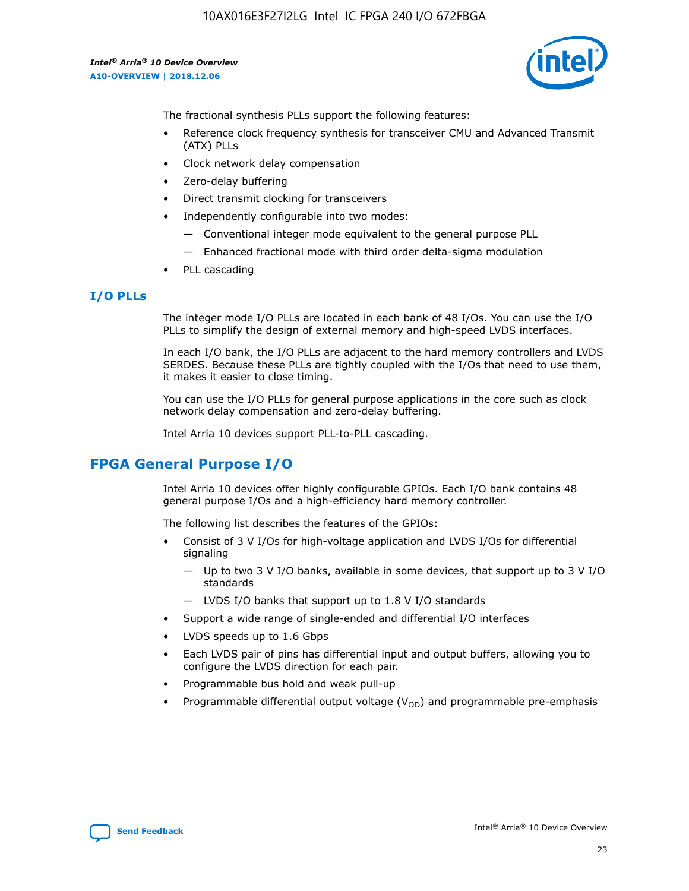The fractional synthesis PLLs support the following features:

- Reference clock frequency synthesis for transceiver CMU and Advanced Transmit (ATX) PLLs
- Clock network delay compensation
- Zero-delay buffering
- Direct transmit clocking for transceivers
- Independently configurable into two modes:
  - — Conventional integer mode equivalent to the general purpose PLL
  - — Enhanced fractional mode with third order delta-sigma modulation
- PLL cascading

### I/O PLLs

The integer mode I/O PLLs are located in each bank of 48 I/Os. You can use the I/O PLLs to simplify the design of external memory and high-speed LVDS interfaces.

In each I/O bank, the I/O PLLs are adjacent to the hard memory controllers and LVDS SERDES. Because these PLLs are tightly coupled with the I/Os that need to use them, it makes it easier to close timing.

You can use the I/O PLLs for general purpose applications in the core such as clock network delay compensation and zero-delay buffering.

Intel Arria 10 devices support PLL-to-PLL cascading.

## FPGA General Purpose I/O

Intel Arria 10 devices offer highly configurable GPIOs. Each I/O bank contains 48 general purpose I/Os and a high-efficiency hard memory controller.

The following list describes the features of the GPIOs:

- Consist of 3 V I/Os for high-voltage application and LVDS I/Os for differential signaling
  - — Up to two 3 V I/O banks, available in some devices, that support up to 3 V I/O standards
  - — LVDS I/O banks that support up to 1.8 V I/O standards
- Support a wide range of single-ended and differential I/O interfaces
- LVDS speeds up to 1.6 Gbps
- Each LVDS pair of pins has differential input and output buffers, allowing you to configure the LVDS direction for each pair.
- Programmable bus hold and weak pull-up
- Programmable differential output voltage ($V_{OD}$) and programmable pre-emphasis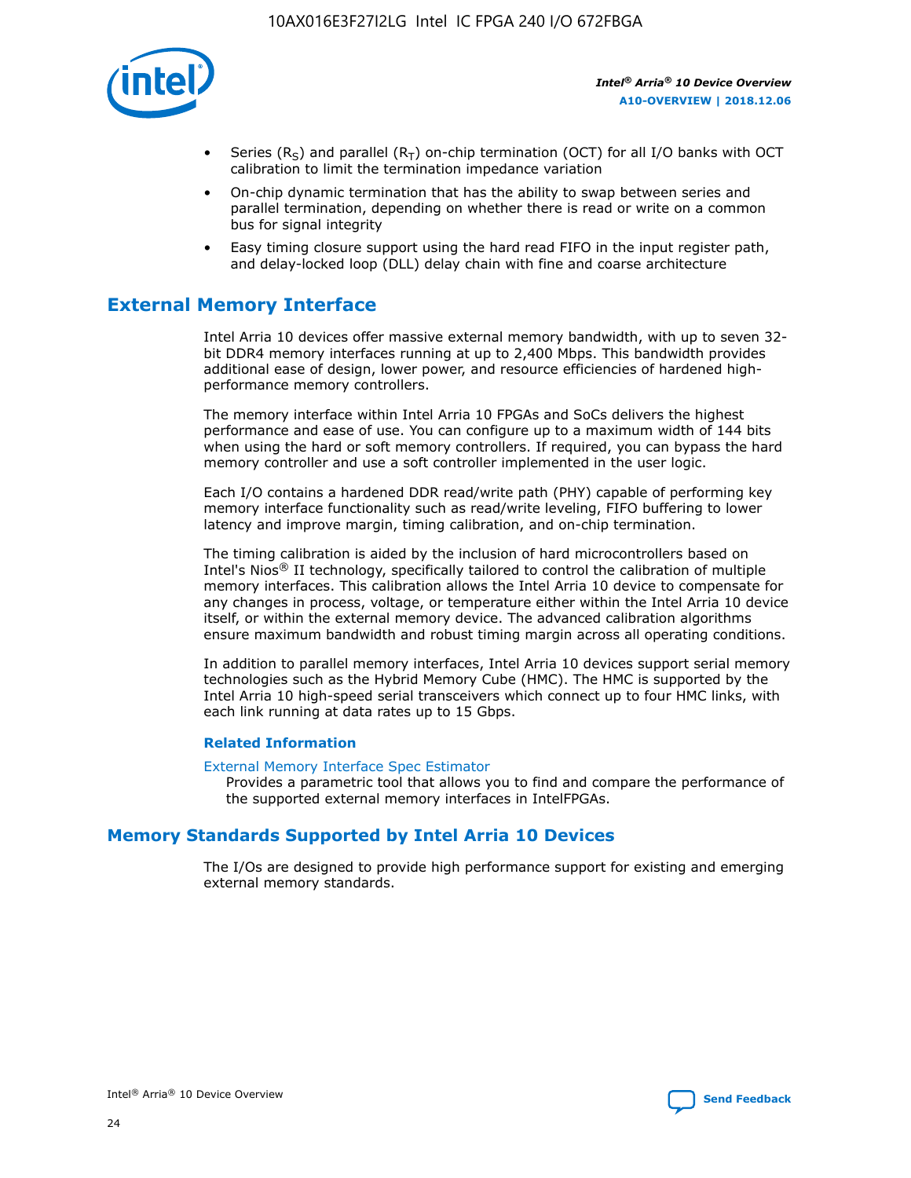- Series ($R_S$) and parallel ($R_T$) on-chip termination (OCT) for all I/O banks with OCT calibration to limit the termination impedance variation
- On-chip dynamic termination that has the ability to swap between series and parallel termination, depending on whether there is read or write on a common bus for signal integrity
- Easy timing closure support using the hard read FIFO in the input register path, and delay-locked loop (DLL) delay chain with fine and coarse architecture

## External Memory Interface

Intel Arria 10 devices offer massive external memory bandwidth, with up to seven 32-bit DDR4 memory interfaces running at up to 2,400 Mbps. This bandwidth provides additional ease of design, lower power, and resource efficiencies of hardened high-performance memory controllers.

The memory interface within Intel Arria 10 FPGAs and SoCs delivers the highest performance and ease of use. You can configure up to a maximum width of 144 bits when using the hard or soft memory controllers. If required, you can bypass the hard memory controller and use a soft controller implemented in the user logic.

Each I/O contains a hardened DDR read/write path (PHY) capable of performing key memory interface functionality such as read/write leveling, FIFO buffering to lower latency and improve margin, timing calibration, and on-chip termination.

The timing calibration is aided by the inclusion of hard microcontrollers based on Intel's Nios® II technology, specifically tailored to control the calibration of multiple memory interfaces. This calibration allows the Intel Arria 10 device to compensate for any changes in process, voltage, or temperature either within the Intel Arria 10 device itself, or within the external memory device. The advanced calibration algorithms ensure maximum bandwidth and robust timing margin across all operating conditions.

In addition to parallel memory interfaces, Intel Arria 10 devices support serial memory technologies such as the Hybrid Memory Cube (HMC). The HMC is supported by the Intel Arria 10 high-speed serial transceivers which connect up to four HMC links, with each link running at data rates up to 15 Gbps.

#### Related Information

External Memory Interface Spec Estimator

Provides a parametric tool that allows you to find and compare the performance of the supported external memory interfaces in IntelFPGAs.

## Memory Standards Supported by Intel Arria 10 Devices

The I/Os are designed to provide high performance support for existing and emerging external memory standards.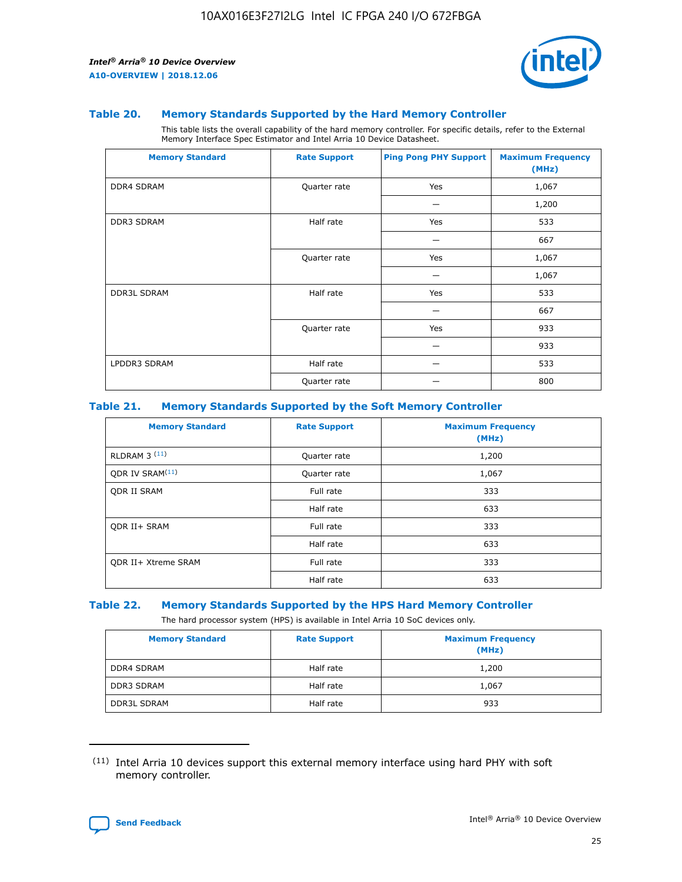### Table 20. Memory Standards Supported by the Hard Memory Controller

This table lists the overall capability of the hard memory controller. For specific details, refer to the External Memory Interface Spec Estimator and Intel Arria 10 Device Datasheet.

| Memory Standard | Rate Support | Ping Pong PHY Support | Maximum Frequency (MHz) |
|---|---|---|---|
| DDR4 SDRAM | Quarter rate | Yes | 1,067 |
| | | — | 1,200 |
| DDR3 SDRAM | Half rate | Yes | 533 |
| | | — | 667 |
| | Quarter rate | Yes | 1,067 |
| | | — | 1,067 |
| DDR3L SDRAM | Half rate | Yes | 533 |
| | | — | 667 |
| | Quarter rate | Yes | 933 |
| | | — | 933 |
| LPDDR3 SDRAM | Half rate | — | 533 |
| | Quarter rate | — | 800 |

### Table 21. Memory Standards Supported by the Soft Memory Controller

| Memory Standard | Rate Support | Maximum Frequency (MHz) |
|---|---|---|
| RLDRAM 3 (11) | Quarter rate | 1,200 |
| QDR IV SRAM(11) | Quarter rate | 1,067 |
| QDR II SRAM | Full rate | 333 |
| | Half rate | 633 |
| QDR II+ SRAM | Full rate | 333 |
| | Half rate | 633 |
| QDR II+ Xtreme SRAM | Full rate | 333 |
| | Half rate | 633 |

### Table 22. Memory Standards Supported by the HPS Hard Memory Controller

The hard processor system (HPS) is available in Intel Arria 10 SoC devices only.

| Memory Standard | Rate Support | Maximum Frequency (MHz) |
|---|---|---|
| DDR4 SDRAM | Half rate | 1,200 |
| DDR3 SDRAM | Half rate | 1,067 |
| DDR3L SDRAM | Half rate | 933 |

(11) Intel Arria 10 devices support this external memory interface using hard PHY with soft memory controller.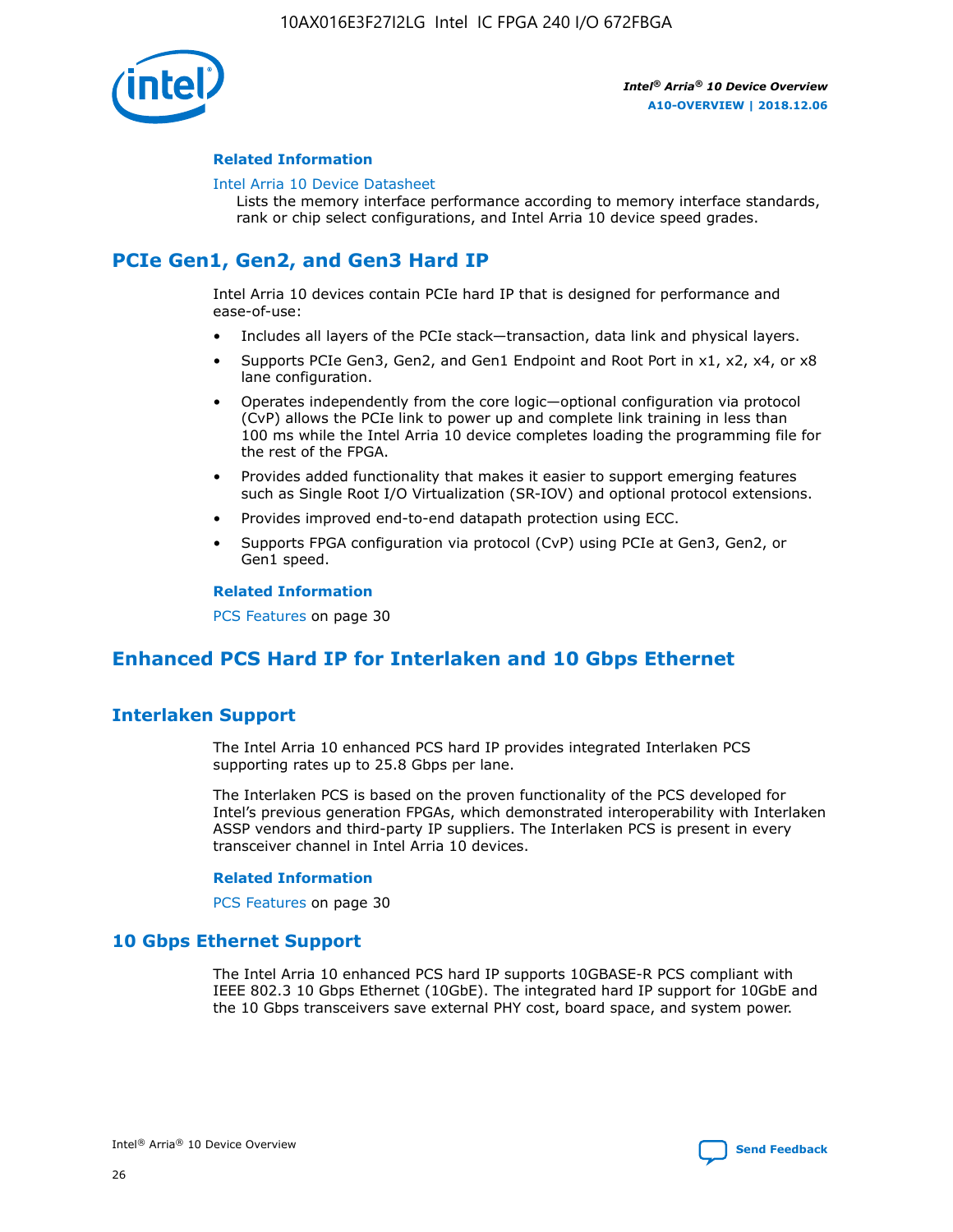#### Related Information

Intel Arria 10 Device Datasheet
Lists the memory interface performance according to memory interface standards, rank or chip select configurations, and Intel Arria 10 device speed grades.

## PCIe Gen1, Gen2, and Gen3 Hard IP

Intel Arria 10 devices contain PCIe hard IP that is designed for performance and ease-of-use:

- Includes all layers of the PCIe stack—transaction, data link and physical layers.
- Supports PCIe Gen3, Gen2, and Gen1 Endpoint and Root Port in x1, x2, x4, or x8 lane configuration.
- Operates independently from the core logic—optional configuration via protocol (CvP) allows the PCIe link to power up and complete link training in less than 100 ms while the Intel Arria 10 device completes loading the programming file for the rest of the FPGA.
- Provides added functionality that makes it easier to support emerging features such as Single Root I/O Virtualization (SR-IOV) and optional protocol extensions.
- Provides improved end-to-end datapath protection using ECC.
- Supports FPGA configuration via protocol (CvP) using PCIe at Gen3, Gen2, or Gen1 speed.

#### Related Information

PCS Features on page 30

## Enhanced PCS Hard IP for Interlaken and 10 Gbps Ethernet

### Interlaken Support

The Intel Arria 10 enhanced PCS hard IP provides integrated Interlaken PCS supporting rates up to 25.8 Gbps per lane.

The Interlaken PCS is based on the proven functionality of the PCS developed for Intel's previous generation FPGAs, which demonstrated interoperability with Interlaken ASSP vendors and third-party IP suppliers. The Interlaken PCS is present in every transceiver channel in Intel Arria 10 devices.

#### Related Information

PCS Features on page 30

### 10 Gbps Ethernet Support

The Intel Arria 10 enhanced PCS hard IP supports 10GBASE-R PCS compliant with IEEE 802.3 10 Gbps Ethernet (10GbE). The integrated hard IP support for 10GbE and the 10 Gbps transceivers save external PHY cost, board space, and system power.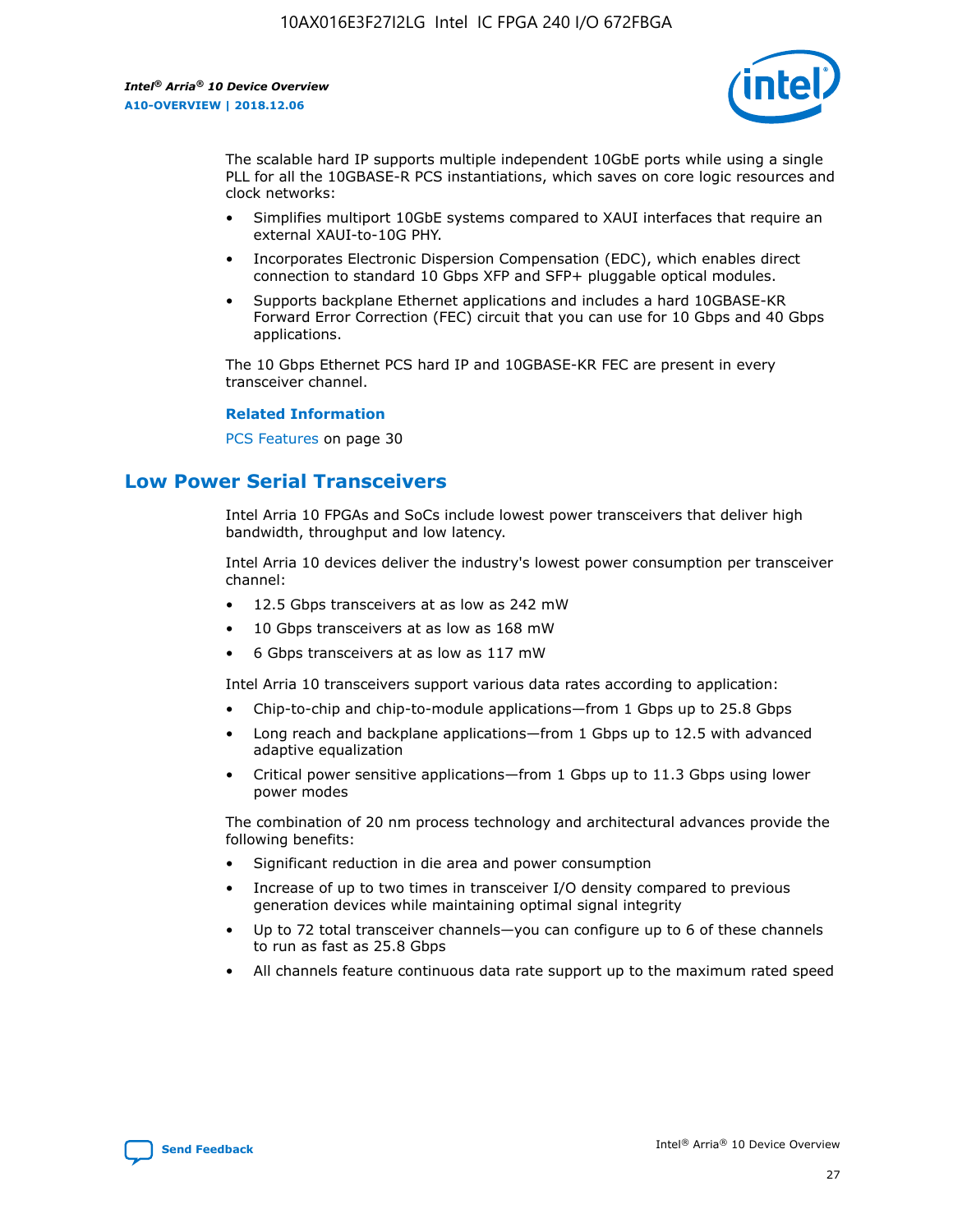The scalable hard IP supports multiple independent 10GbE ports while using a single PLL for all the 10GBASE-R PCS instantiations, which saves on core logic resources and clock networks:

- Simplifies multiport 10GbE systems compared to XAUI interfaces that require an external XAUI-to-10G PHY.
- Incorporates Electronic Dispersion Compensation (EDC), which enables direct connection to standard 10 Gbps XFP and SFP+ pluggable optical modules.
- Supports backplane Ethernet applications and includes a hard 10GBASE-KR Forward Error Correction (FEC) circuit that you can use for 10 Gbps and 40 Gbps applications.

The 10 Gbps Ethernet PCS hard IP and 10GBASE-KR FEC are present in every transceiver channel.

**Related Information**

PCS Features on page 30

## Low Power Serial Transceivers

Intel Arria 10 FPGAs and SoCs include lowest power transceivers that deliver high bandwidth, throughput and low latency.

Intel Arria 10 devices deliver the industry's lowest power consumption per transceiver channel:

- 12.5 Gbps transceivers at as low as 242 mW
- 10 Gbps transceivers at as low as 168 mW
- 6 Gbps transceivers at as low as 117 mW

Intel Arria 10 transceivers support various data rates according to application:

- Chip-to-chip and chip-to-module applications—from 1 Gbps up to 25.8 Gbps
- Long reach and backplane applications—from 1 Gbps up to 12.5 with advanced adaptive equalization
- Critical power sensitive applications—from 1 Gbps up to 11.3 Gbps using lower power modes

The combination of 20 nm process technology and architectural advances provide the following benefits:

- Significant reduction in die area and power consumption
- Increase of up to two times in transceiver I/O density compared to previous generation devices while maintaining optimal signal integrity
- Up to 72 total transceiver channels—you can configure up to 6 of these channels to run as fast as 25.8 Gbps
- All channels feature continuous data rate support up to the maximum rated speed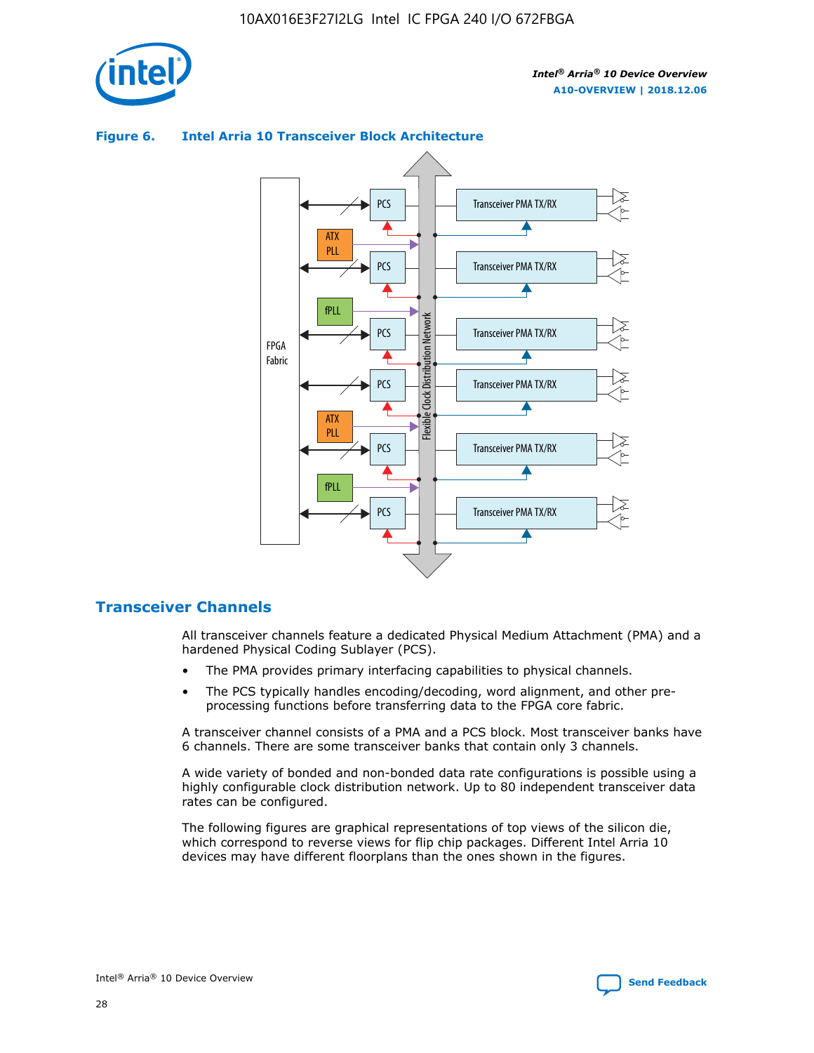**Figure 6. Intel Arria 10 Transceiver Block Architecture**

## Transceiver Channels

All transceiver channels feature a dedicated Physical Medium Attachment (PMA) and a hardened Physical Coding Sublayer (PCS).

- The PMA provides primary interfacing capabilities to physical channels.
- The PCS typically handles encoding/decoding, word alignment, and other pre-processing functions before transferring data to the FPGA core fabric.

A transceiver channel consists of a PMA and a PCS block. Most transceiver banks have 6 channels. There are some transceiver banks that contain only 3 channels.

A wide variety of bonded and non-bonded data rate configurations is possible using a highly configurable clock distribution network. Up to 80 independent transceiver data rates can be configured.

The following figures are graphical representations of top views of the silicon die, which correspond to reverse views for flip chip packages. Different Intel Arria 10 devices may have different floorplans than the ones shown in the figures.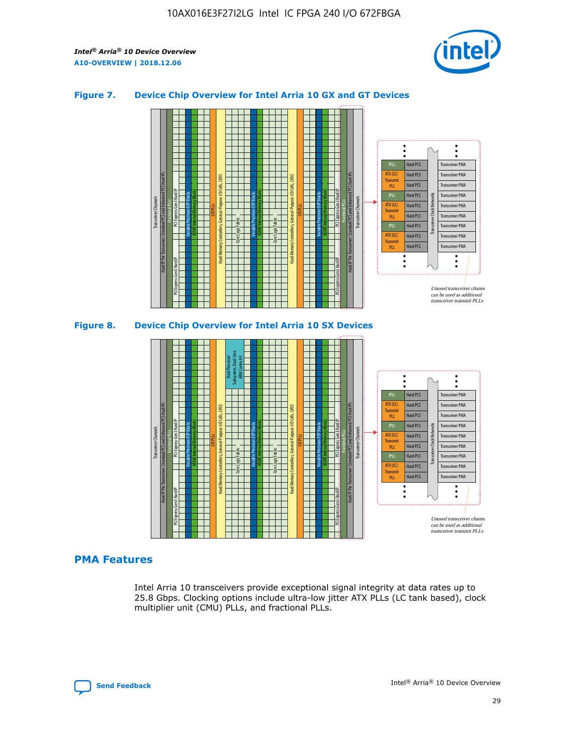### Figure 7. Device Chip Overview for Intel Arria 10 GX and GT Devices

### Figure 8. Device Chip Overview for Intel Arria 10 SX Devices

## PMA Features

Intel Arria 10 transceivers provide exceptional signal integrity at data rates up to 25.8 Gbps. Clocking options include ultra-low jitter ATX PLLs (LC tank based), clock multiplier unit (CMU) PLLs, and fractional PLLs.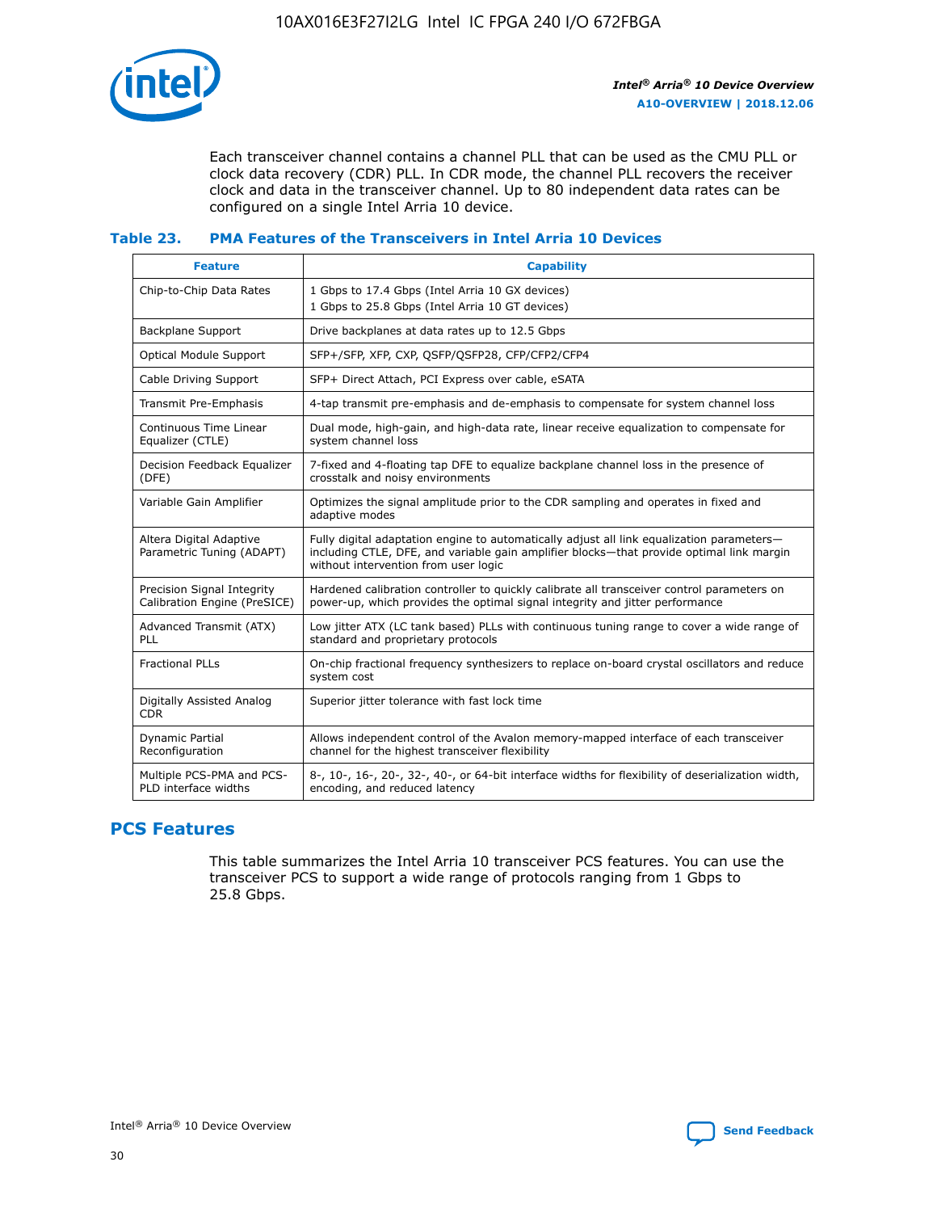Each transceiver channel contains a channel PLL that can be used as the CMU PLL or clock data recovery (CDR) PLL. In CDR mode, the channel PLL recovers the receiver clock and data in the transceiver channel. Up to 80 independent data rates can be configured on a single Intel Arria 10 device.

### Table 23. PMA Features of the Transceivers in Intel Arria 10 Devices

| Feature | Capability |
| --- | --- |
| Chip-to-Chip Data Rates | 1 Gbps to 17.4 Gbps (Intel Arria 10 GX devices)<br>1 Gbps to 25.8 Gbps (Intel Arria 10 GT devices) |
| Backplane Support | Drive backplanes at data rates up to 12.5 Gbps |
| Optical Module Support | SFP+/SFP, XFP, CXP, QSFP/QSFP28, CFP/CFP2/CFP4 |
| Cable Driving Support | SFP+ Direct Attach, PCI Express over cable, eSATA |
| Transmit Pre-Emphasis | 4-tap transmit pre-emphasis and de-emphasis to compensate for system channel loss |
| Continuous Time Linear Equalizer (CTLE) | Dual mode, high-gain, and high-data rate, linear receive equalization to compensate for system channel loss |
| Decision Feedback Equalizer (DFE) | 7-fixed and 4-floating tap DFE to equalize backplane channel loss in the presence of crosstalk and noisy environments |
| Variable Gain Amplifier | Optimizes the signal amplitude prior to the CDR sampling and operates in fixed and adaptive modes |
| Altera Digital Adaptive Parametric Tuning (ADAPT) | Fully digital adaptation engine to automatically adjust all link equalization parameters—including CTLE, DFE, and variable gain amplifier blocks—that provide optimal link margin without intervention from user logic |
| Precision Signal Integrity Calibration Engine (PreSICE) | Hardened calibration controller to quickly calibrate all transceiver control parameters on power-up, which provides the optimal signal integrity and jitter performance |
| Advanced Transmit (ATX) PLL | Low jitter ATX (LC tank based) PLLs with continuous tuning range to cover a wide range of standard and proprietary protocols |
| Fractional PLLs | On-chip fractional frequency synthesizers to replace on-board crystal oscillators and reduce system cost |
| Digitally Assisted Analog CDR | Superior jitter tolerance with fast lock time |
| Dynamic Partial Reconfiguration | Allows independent control of the Avalon memory-mapped interface of each transceiver channel for the highest transceiver flexibility |
| Multiple PCS-PMA and PCS-PLD interface widths | 8-, 10-, 16-, 20-, 32-, 40-, or 64-bit interface widths for flexibility of deserialization width, encoding, and reduced latency |

## PCS Features

This table summarizes the Intel Arria 10 transceiver PCS features. You can use the transceiver PCS to support a wide range of protocols ranging from 1 Gbps to 25.8 Gbps.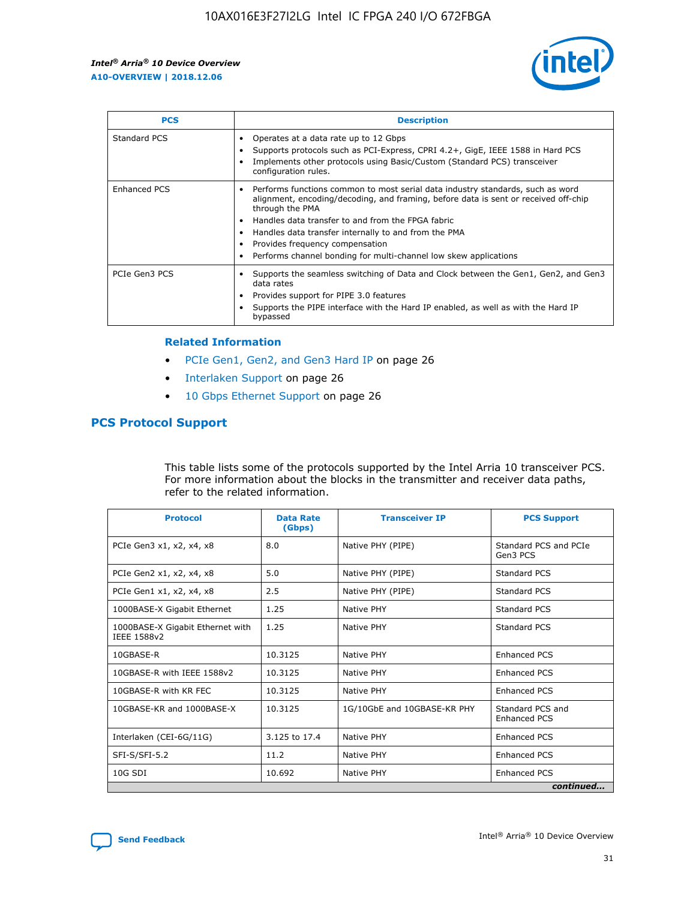| PCS | Description |
| --- | --- |
| Standard PCS | • Operates at a data rate up to 12 Gbps<br>• Supports protocols such as PCI-Express, CPRI 4.2+, GigE, IEEE 1588 in Hard PCS<br>• Implements other protocols using Basic/Custom (Standard PCS) transceiver configuration rules. |
| Enhanced PCS | • Performs functions common to most serial data industry standards, such as word alignment, encoding/decoding, and framing, before data is sent or received off-chip through the PMA<br>• Handles data transfer to and from the FPGA fabric<br>• Handles data transfer internally to and from the PMA<br>• Provides frequency compensation<br>• Performs channel bonding for multi-channel low skew applications |
| PCIe Gen3 PCS | • Supports the seamless switching of Data and Clock between the Gen1, Gen2, and Gen3 data rates<br>• Provides support for PIPE 3.0 features<br>• Supports the PIPE interface with the Hard IP enabled, as well as with the Hard IP bypassed |

### Related Information

- PCIe Gen1, Gen2, and Gen3 Hard IP on page 26
- Interlaken Support on page 26
- 10 Gbps Ethernet Support on page 26

## PCS Protocol Support

This table lists some of the protocols supported by the Intel Arria 10 transceiver PCS. For more information about the blocks in the transmitter and receiver data paths, refer to the related information.

| Protocol | Data Rate (Gbps) | Transceiver IP | PCS Support |
| --- | --- | --- | --- |
| PCIe Gen3 x1, x2, x4, x8 | 8.0 | Native PHY (PIPE) | Standard PCS and PCIe Gen3 PCS |
| PCIe Gen2 x1, x2, x4, x8 | 5.0 | Native PHY (PIPE) | Standard PCS |
| PCIe Gen1 x1, x2, x4, x8 | 2.5 | Native PHY (PIPE) | Standard PCS |
| 1000BASE-X Gigabit Ethernet | 1.25 | Native PHY | Standard PCS |
| 1000BASE-X Gigabit Ethernet with IEEE 1588v2 | 1.25 | Native PHY | Standard PCS |
| 10GBASE-R | 10.3125 | Native PHY | Enhanced PCS |
| 10GBASE-R with IEEE 1588v2 | 10.3125 | Native PHY | Enhanced PCS |
| 10GBASE-R with KR FEC | 10.3125 | Native PHY | Enhanced PCS |
| 10GBASE-KR and 1000BASE-X | 10.3125 | 1G/10GbE and 10GBASE-KR PHY | Standard PCS and Enhanced PCS |
| Interlaken (CEI-6G/11G) | 3.125 to 17.4 | Native PHY | Enhanced PCS |
| SFI-S/SFI-5.2 | 11.2 | Native PHY | Enhanced PCS |
| 10G SDI | 10.692 | Native PHY | Enhanced PCS |

*continued...*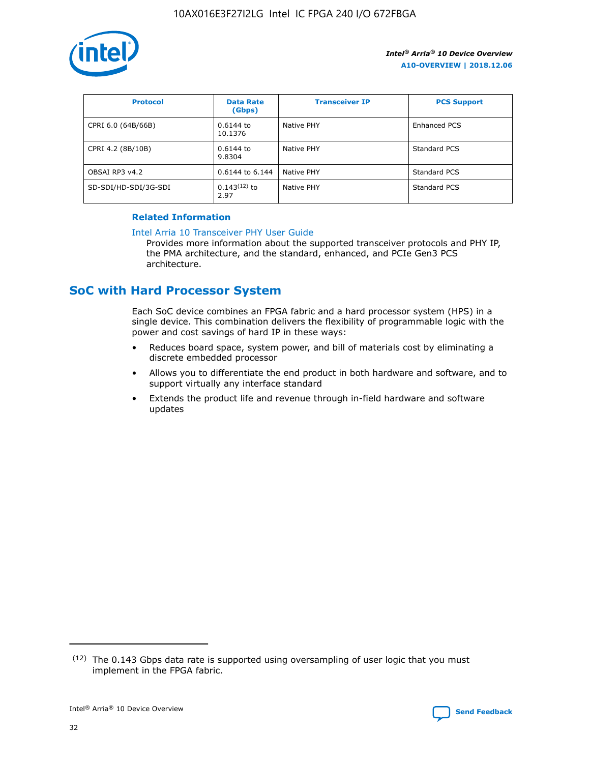| Protocol | Data Rate (Gbps) | Transceiver IP | PCS Support |
| --- | --- | --- | --- |
| CPRI 6.0 (64B/66B) | 0.6144 to 10.1376 | Native PHY | Enhanced PCS |
| CPRI 4.2 (8B/10B) | 0.6144 to 9.8304 | Native PHY | Standard PCS |
| OBSAI RP3 v4.2 | 0.6144 to 6.144 | Native PHY | Standard PCS |
| SD-SDI/HD-SDI/3G-SDI | 0.143[12] to 2.97 | Native PHY | Standard PCS |

#### Related Information

Intel Arria 10 Transceiver PHY User Guide
Provides more information about the supported transceiver protocols and PHY IP, the PMA architecture, and the standard, enhanced, and PCIe Gen3 PCS architecture.

## SoC with Hard Processor System

Each SoC device combines an FPGA fabric and a hard processor system (HPS) in a single device. This combination delivers the flexibility of programmable logic with the power and cost savings of hard IP in these ways:

- Reduces board space, system power, and bill of materials cost by eliminating a discrete embedded processor
- Allows you to differentiate the end product in both hardware and software, and to support virtually any interface standard
- Extends the product life and revenue through in-field hardware and software updates

(12) The 0.143 Gbps data rate is supported using oversampling of user logic that you must implement in the FPGA fabric.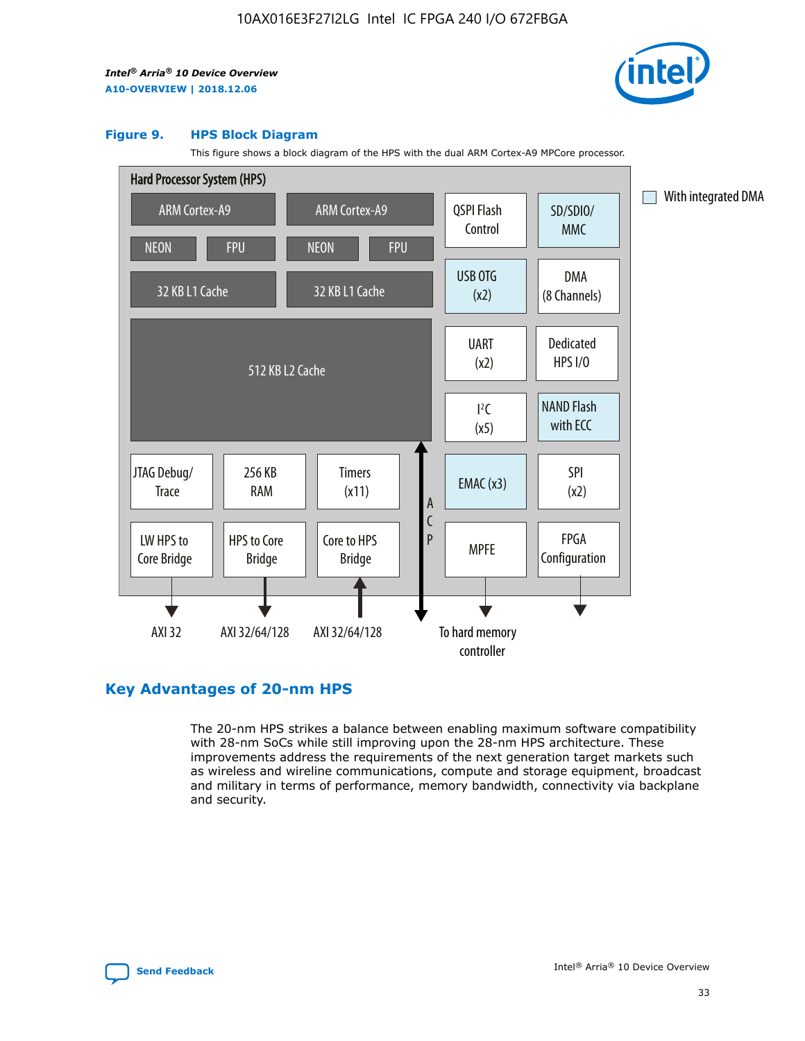**Figure 9. HPS Block Diagram**

This figure shows a block diagram of the HPS with the dual ARM Cortex-A9 MPCore processor.

Hard Processor System (HPS)

- ARM Cortex-A9 | ARM Cortex-A9
- NEON | FPU | NEON | FPU
- 32 KB L1 Cache | 32 KB L1 Cache
- 512 KB L2 Cache
- QSPI Flash Control
- SD/SDIO/MMC
- USB OTG (x2)
- DMA (8 Channels)
- UART (x2)
- Dedicated HPS I/O
- I²C (x5)
- NAND Flash with ECC
- JTAG Debug/Trace
- 256 KB RAM
- Timers (x11)
- EMAC (x3)
- SPI (x2)
- LW HPS to Core Bridge
- HPS to Core Bridge
- Core to HPS Bridge
- ACP
- MPFE
- FPGA Configuration

AXI 32 | AXI 32/64/128 | AXI 32/64/128 | To hard memory controller

With integrated DMA

## Key Advantages of 20-nm HPS

The 20-nm HPS strikes a balance between enabling maximum software compatibility with 28-nm SoCs while still improving upon the 28-nm HPS architecture. These improvements address the requirements of the next generation target markets such as wireless and wireline communications, compute and storage equipment, broadcast and military in terms of performance, memory bandwidth, connectivity via backplane and security.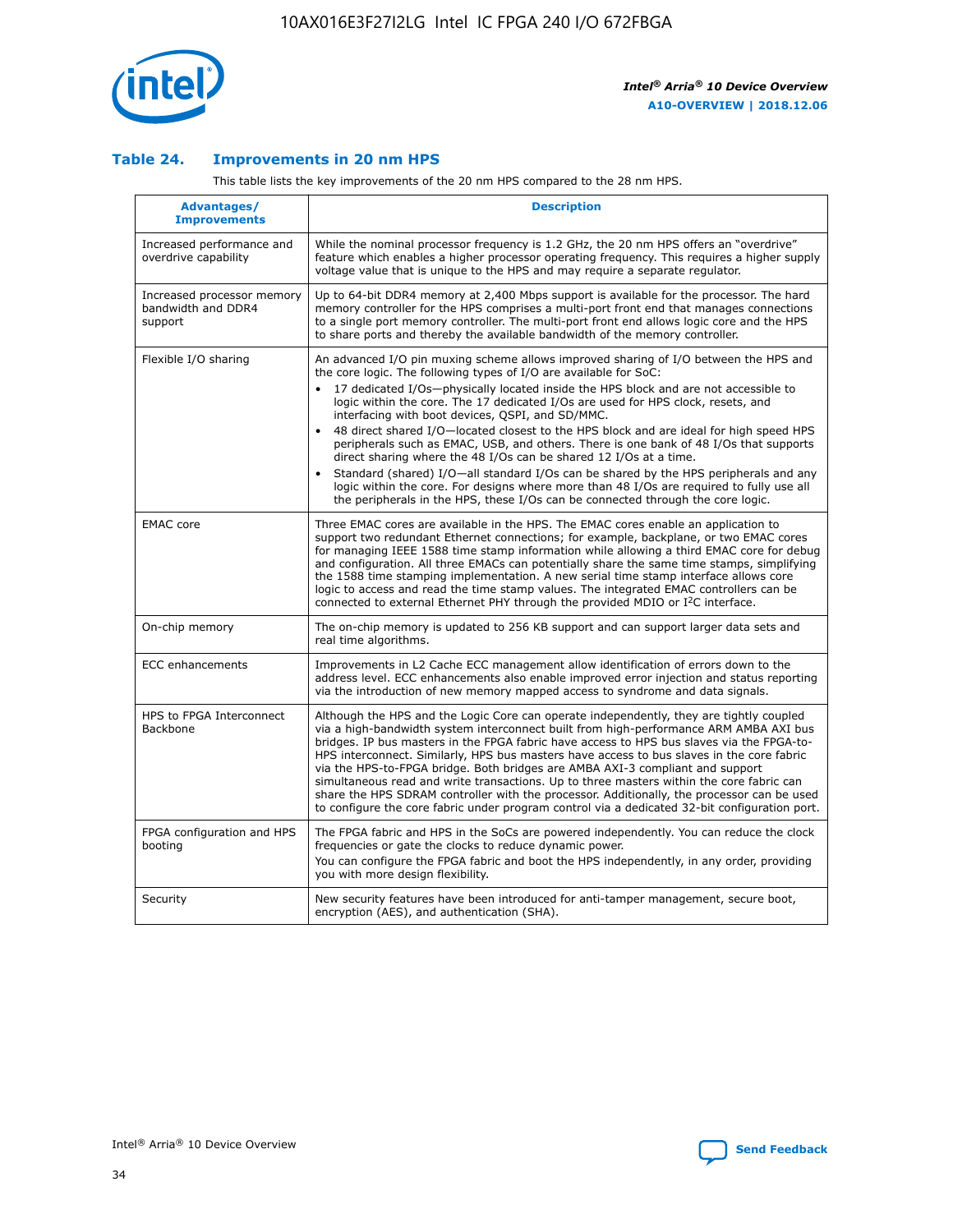### Table 24. Improvements in 20 nm HPS

This table lists the key improvements of the 20 nm HPS compared to the 28 nm HPS.

| Advantages/ Improvements | Description |
|---|---|
| Increased performance and overdrive capability | While the nominal processor frequency is 1.2 GHz, the 20 nm HPS offers an "overdrive" feature which enables a higher processor operating frequency. This requires a higher supply voltage value that is unique to the HPS and may require a separate regulator. |
| Increased processor memory bandwidth and DDR4 support | Up to 64-bit DDR4 memory at 2,400 Mbps support is available for the processor. The hard memory controller for the HPS comprises a multi-port front end that manages connections to a single port memory controller. The multi-port front end allows logic core and the HPS to share ports and thereby the available bandwidth of the memory controller. |
| Flexible I/O sharing | An advanced I/O pin muxing scheme allows improved sharing of I/O between the HPS and the core logic. The following types of I/O are available for SoC: <br>• 17 dedicated I/Os—physically located inside the HPS block and are not accessible to logic within the core. The 17 dedicated I/Os are used for HPS clock, resets, and interfacing with boot devices, QSPI, and SD/MMC. <br>• 48 direct shared I/O—located closest to the HPS block and are ideal for high speed HPS peripherals such as EMAC, USB, and others. There is one bank of 48 I/Os that supports direct sharing where the 48 I/Os can be shared 12 I/Os at a time. <br>• Standard (shared) I/O—all standard I/Os can be shared by the HPS peripherals and any logic within the core. For designs where more than 48 I/Os are required to fully use all the peripherals in the HPS, these I/Os can be connected through the core logic. |
| EMAC core | Three EMAC cores are available in the HPS. The EMAC cores enable an application to support two redundant Ethernet connections; for example, backplane, or two EMAC cores for managing IEEE 1588 time stamp information while allowing a third EMAC core for debug and configuration. All three EMACs can potentially share the same time stamps, simplifying the 1588 time stamping implementation. A new serial time stamp interface allows core logic to access and read the time stamp values. The integrated EMAC controllers can be connected to external Ethernet PHY through the provided MDIO or I$^2$C interface. |
| On-chip memory | The on-chip memory is updated to 256 KB support and can support larger data sets and real time algorithms. |
| ECC enhancements | Improvements in L2 Cache ECC management allow identification of errors down to the address level. ECC enhancements also enable improved error injection and status reporting via the introduction of new memory mapped access to syndrome and data signals. |
| HPS to FPGA Interconnect Backbone | Although the HPS and the Logic Core can operate independently, they are tightly coupled via a high-bandwidth system interconnect built from high-performance ARM AMBA AXI bus bridges. IP bus masters in the FPGA fabric have access to HPS bus slaves via the FPGA-to-HPS interconnect. Similarly, HPS bus masters have access to bus slaves in the core fabric via the HPS-to-FPGA bridge. Both bridges are AMBA AXI-3 compliant and support simultaneous read and write transactions. Up to three masters within the core fabric can share the HPS SDRAM controller with the processor. Additionally, the processor can be used to configure the core fabric under program control via a dedicated 32-bit configuration port. |
| FPGA configuration and HPS booting | The FPGA fabric and HPS in the SoCs are powered independently. You can reduce the clock frequencies or gate the clocks to reduce dynamic power. <br>You can configure the FPGA fabric and boot the HPS independently, in any order, providing you with more design flexibility. |
| Security | New security features have been introduced for anti-tamper management, secure boot, encryption (AES), and authentication (SHA). |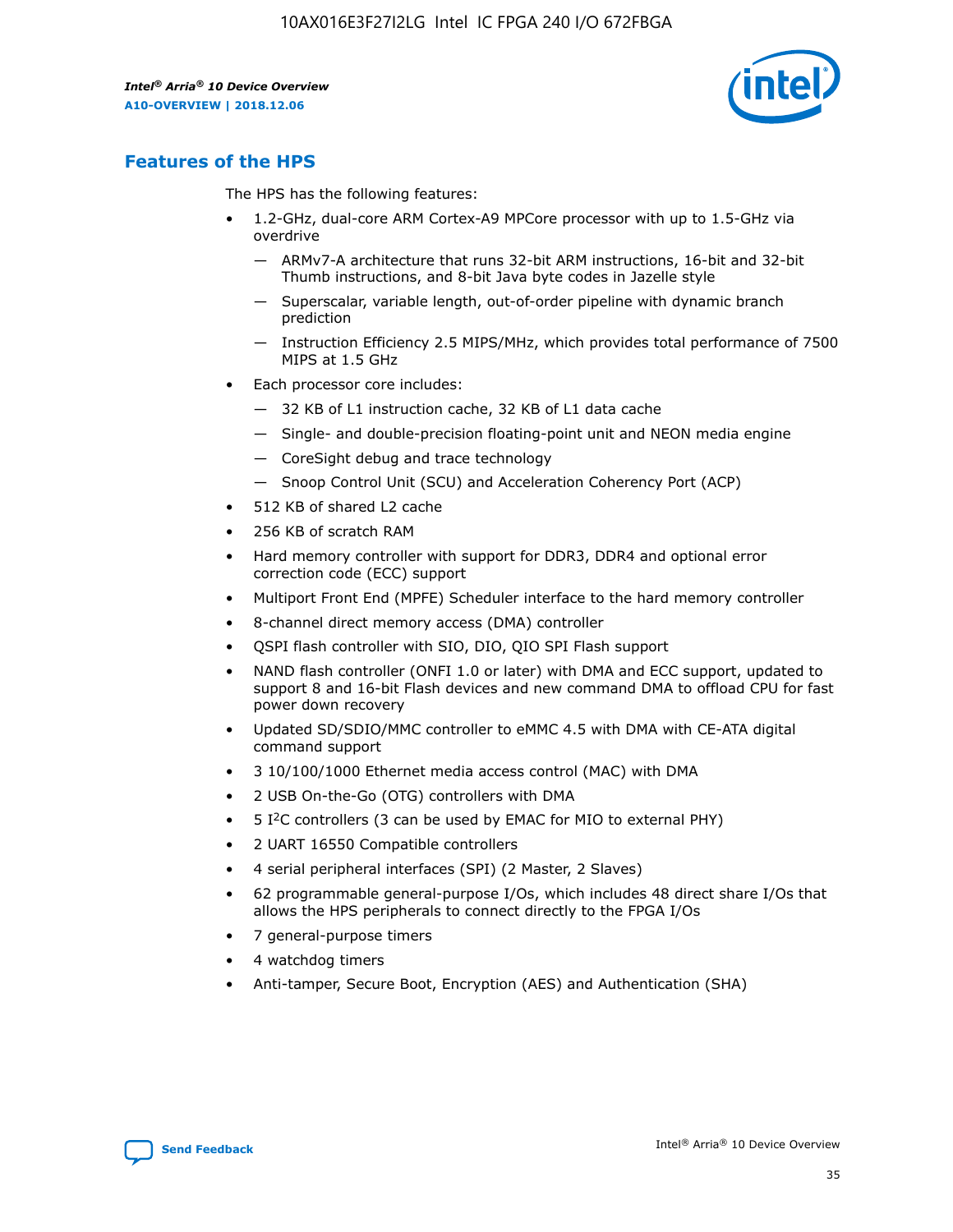## Features of the HPS

The HPS has the following features:

- 1.2-GHz, dual-core ARM Cortex-A9 MPCore processor with up to 1.5-GHz via overdrive
  - — ARMv7-A architecture that runs 32-bit ARM instructions, 16-bit and 32-bit Thumb instructions, and 8-bit Java byte codes in Jazelle style
  - — Superscalar, variable length, out-of-order pipeline with dynamic branch prediction
  - — Instruction Efficiency 2.5 MIPS/MHz, which provides total performance of 7500 MIPS at 1.5 GHz
- Each processor core includes:
  - — 32 KB of L1 instruction cache, 32 KB of L1 data cache
  - — Single- and double-precision floating-point unit and NEON media engine
  - — CoreSight debug and trace technology
  - — Snoop Control Unit (SCU) and Acceleration Coherency Port (ACP)
- 512 KB of shared L2 cache
- 256 KB of scratch RAM
- Hard memory controller with support for DDR3, DDR4 and optional error correction code (ECC) support
- Multiport Front End (MPFE) Scheduler interface to the hard memory controller
- 8-channel direct memory access (DMA) controller
- QSPI flash controller with SIO, DIO, QIO SPI Flash support
- NAND flash controller (ONFI 1.0 or later) with DMA and ECC support, updated to support 8 and 16-bit Flash devices and new command DMA to offload CPU for fast power down recovery
- Updated SD/SDIO/MMC controller to eMMC 4.5 with DMA with CE-ATA digital command support
- 3 10/100/1000 Ethernet media access control (MAC) with DMA
- 2 USB On-the-Go (OTG) controllers with DMA
- 5 I²C controllers (3 can be used by EMAC for MIO to external PHY)
- 2 UART 16550 Compatible controllers
- 4 serial peripheral interfaces (SPI) (2 Master, 2 Slaves)
- 62 programmable general-purpose I/Os, which includes 48 direct share I/Os that allows the HPS peripherals to connect directly to the FPGA I/Os
- 7 general-purpose timers
- 4 watchdog timers
- Anti-tamper, Secure Boot, Encryption (AES) and Authentication (SHA)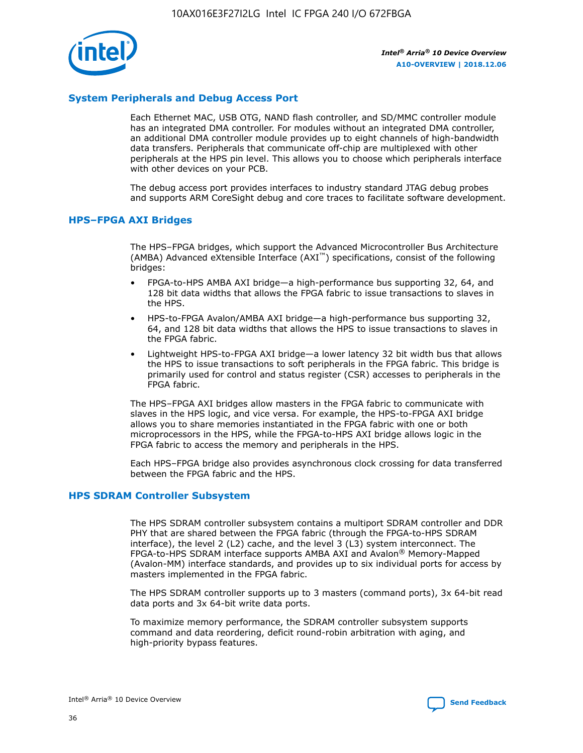## System Peripherals and Debug Access Port

Each Ethernet MAC, USB OTG, NAND flash controller, and SD/MMC controller module has an integrated DMA controller. For modules without an integrated DMA controller, an additional DMA controller module provides up to eight channels of high-bandwidth data transfers. Peripherals that communicate off-chip are multiplexed with other peripherals at the HPS pin level. This allows you to choose which peripherals interface with other devices on your PCB.

The debug access port provides interfaces to industry standard JTAG debug probes and supports ARM CoreSight debug and core traces to facilitate software development.

## HPS–FPGA AXI Bridges

The HPS–FPGA bridges, which support the Advanced Microcontroller Bus Architecture (AMBA) Advanced eXtensible Interface (AXI™) specifications, consist of the following bridges:

- FPGA-to-HPS AMBA AXI bridge—a high-performance bus supporting 32, 64, and 128 bit data widths that allows the FPGA fabric to issue transactions to slaves in the HPS.
- HPS-to-FPGA Avalon/AMBA AXI bridge—a high-performance bus supporting 32, 64, and 128 bit data widths that allows the HPS to issue transactions to slaves in the FPGA fabric.
- Lightweight HPS-to-FPGA AXI bridge—a lower latency 32 bit width bus that allows the HPS to issue transactions to soft peripherals in the FPGA fabric. This bridge is primarily used for control and status register (CSR) accesses to peripherals in the FPGA fabric.

The HPS–FPGA AXI bridges allow masters in the FPGA fabric to communicate with slaves in the HPS logic, and vice versa. For example, the HPS-to-FPGA AXI bridge allows you to share memories instantiated in the FPGA fabric with one or both microprocessors in the HPS, while the FPGA-to-HPS AXI bridge allows logic in the FPGA fabric to access the memory and peripherals in the HPS.

Each HPS–FPGA bridge also provides asynchronous clock crossing for data transferred between the FPGA fabric and the HPS.

## HPS SDRAM Controller Subsystem

The HPS SDRAM controller subsystem contains a multiport SDRAM controller and DDR PHY that are shared between the FPGA fabric (through the FPGA-to-HPS SDRAM interface), the level 2 (L2) cache, and the level 3 (L3) system interconnect. The FPGA-to-HPS SDRAM interface supports AMBA AXI and Avalon® Memory-Mapped (Avalon-MM) interface standards, and provides up to six individual ports for access by masters implemented in the FPGA fabric.

The HPS SDRAM controller supports up to 3 masters (command ports), 3x 64-bit read data ports and 3x 64-bit write data ports.

To maximize memory performance, the SDRAM controller subsystem supports command and data reordering, deficit round-robin arbitration with aging, and high-priority bypass features.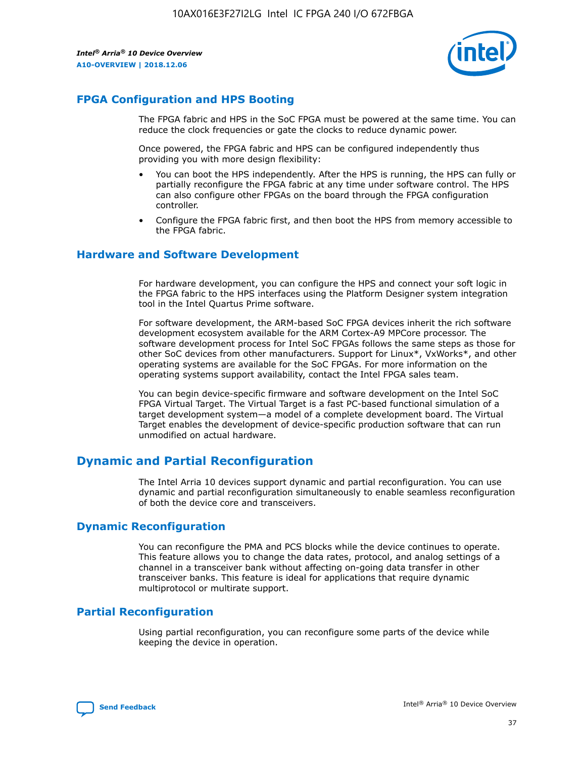## FPGA Configuration and HPS Booting

The FPGA fabric and HPS in the SoC FPGA must be powered at the same time. You can reduce the clock frequencies or gate the clocks to reduce dynamic power.

Once powered, the FPGA fabric and HPS can be configured independently thus providing you with more design flexibility:

- You can boot the HPS independently. After the HPS is running, the HPS can fully or partially reconfigure the FPGA fabric at any time under software control. The HPS can also configure other FPGAs on the board through the FPGA configuration controller.
- Configure the FPGA fabric first, and then boot the HPS from memory accessible to the FPGA fabric.

## Hardware and Software Development

For hardware development, you can configure the HPS and connect your soft logic in the FPGA fabric to the HPS interfaces using the Platform Designer system integration tool in the Intel Quartus Prime software.

For software development, the ARM-based SoC FPGA devices inherit the rich software development ecosystem available for the ARM Cortex-A9 MPCore processor. The software development process for Intel SoC FPGAs follows the same steps as those for other SoC devices from other manufacturers. Support for Linux*, VxWorks*, and other operating systems are available for the SoC FPGAs. For more information on the operating systems support availability, contact the Intel FPGA sales team.

You can begin device-specific firmware and software development on the Intel SoC FPGA Virtual Target. The Virtual Target is a fast PC-based functional simulation of a target development system—a model of a complete development board. The Virtual Target enables the development of device-specific production software that can run unmodified on actual hardware.

# Dynamic and Partial Reconfiguration

The Intel Arria 10 devices support dynamic and partial reconfiguration. You can use dynamic and partial reconfiguration simultaneously to enable seamless reconfiguration of both the device core and transceivers.

## Dynamic Reconfiguration

You can reconfigure the PMA and PCS blocks while the device continues to operate. This feature allows you to change the data rates, protocol, and analog settings of a channel in a transceiver bank without affecting on-going data transfer in other transceiver banks. This feature is ideal for applications that require dynamic multiprotocol or multirate support.

## Partial Reconfiguration

Using partial reconfiguration, you can reconfigure some parts of the device while keeping the device in operation.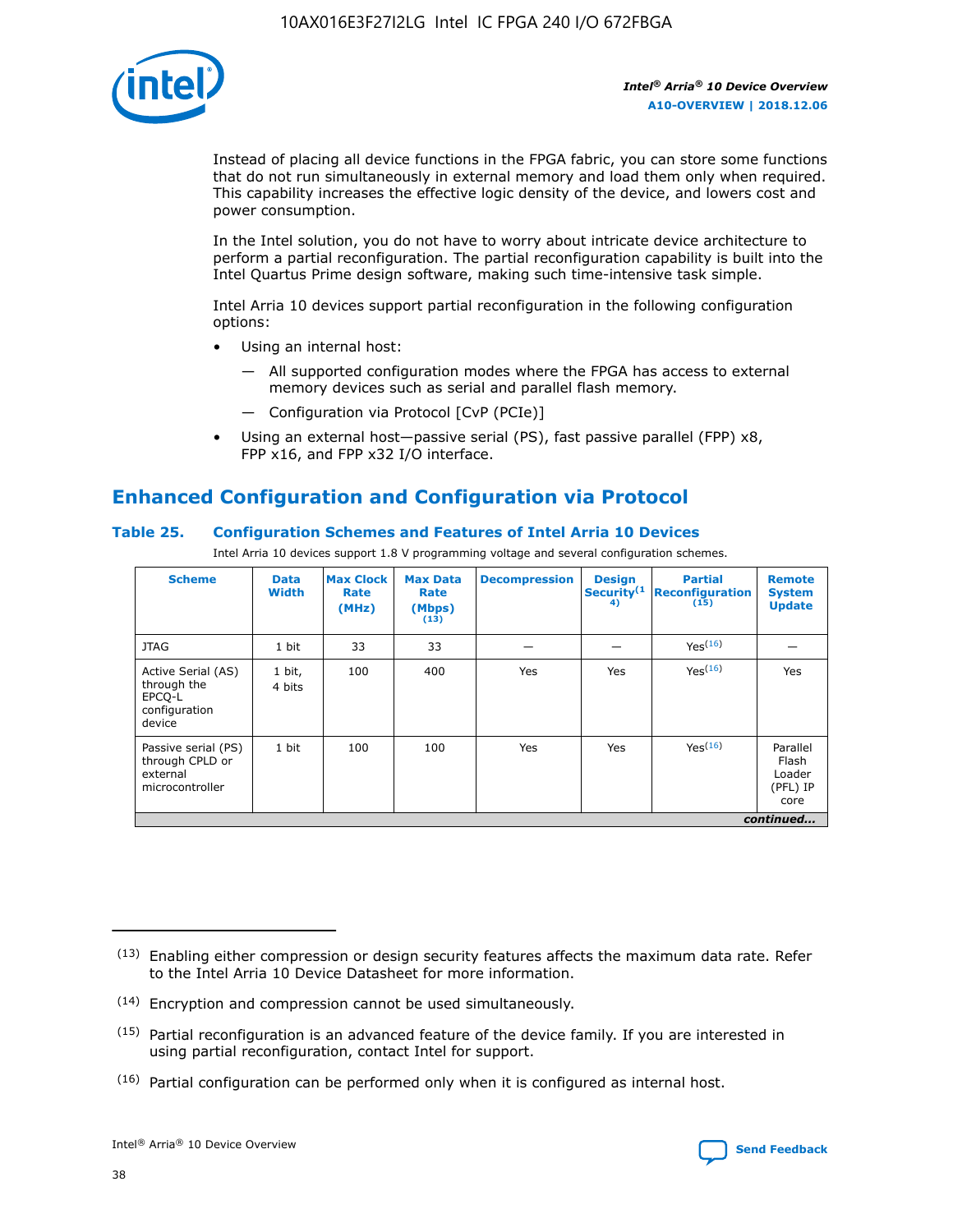Instead of placing all device functions in the FPGA fabric, you can store some functions that do not run simultaneously in external memory and load them only when required. This capability increases the effective logic density of the device, and lowers cost and power consumption.

In the Intel solution, you do not have to worry about intricate device architecture to perform a partial reconfiguration. The partial reconfiguration capability is built into the Intel Quartus Prime design software, making such time-intensive task simple.

Intel Arria 10 devices support partial reconfiguration in the following configuration options:

- Using an internal host:
  - — All supported configuration modes where the FPGA has access to external memory devices such as serial and parallel flash memory.
  - — Configuration via Protocol [CvP (PCIe)]
- Using an external host—passive serial (PS), fast passive parallel (FPP) x8, FPP x16, and FPP x32 I/O interface.

## Enhanced Configuration and Configuration via Protocol

### Table 25. Configuration Schemes and Features of Intel Arria 10 Devices

Intel Arria 10 devices support 1.8 V programming voltage and several configuration schemes.

| Scheme | Data Width | Max Clock Rate (MHz) | Max Data Rate (Mbps) (13) | Decompression | Design Security(14) | Partial Reconfiguration (15) | Remote System Update |
|---|---|---|---|---|---|---|---|
| JTAG | 1 bit | 33 | 33 | — | — | Yes(16) | — |
| Active Serial (AS) through the EPCQ-L configuration device | 1 bit, 4 bits | 100 | 400 | Yes | Yes | Yes(16) | Yes |
| Passive serial (PS) through CPLD or external microcontroller | 1 bit | 100 | 100 | Yes | Yes | Yes(16) | Parallel Flash Loader (PFL) IP core |

*continued...*

(13) Enabling either compression or design security features affects the maximum data rate. Refer to the Intel Arria 10 Device Datasheet for more information.

(14) Encryption and compression cannot be used simultaneously.

(15) Partial reconfiguration is an advanced feature of the device family. If you are interested in using partial reconfiguration, contact Intel for support.

(16) Partial configuration can be performed only when it is configured as internal host.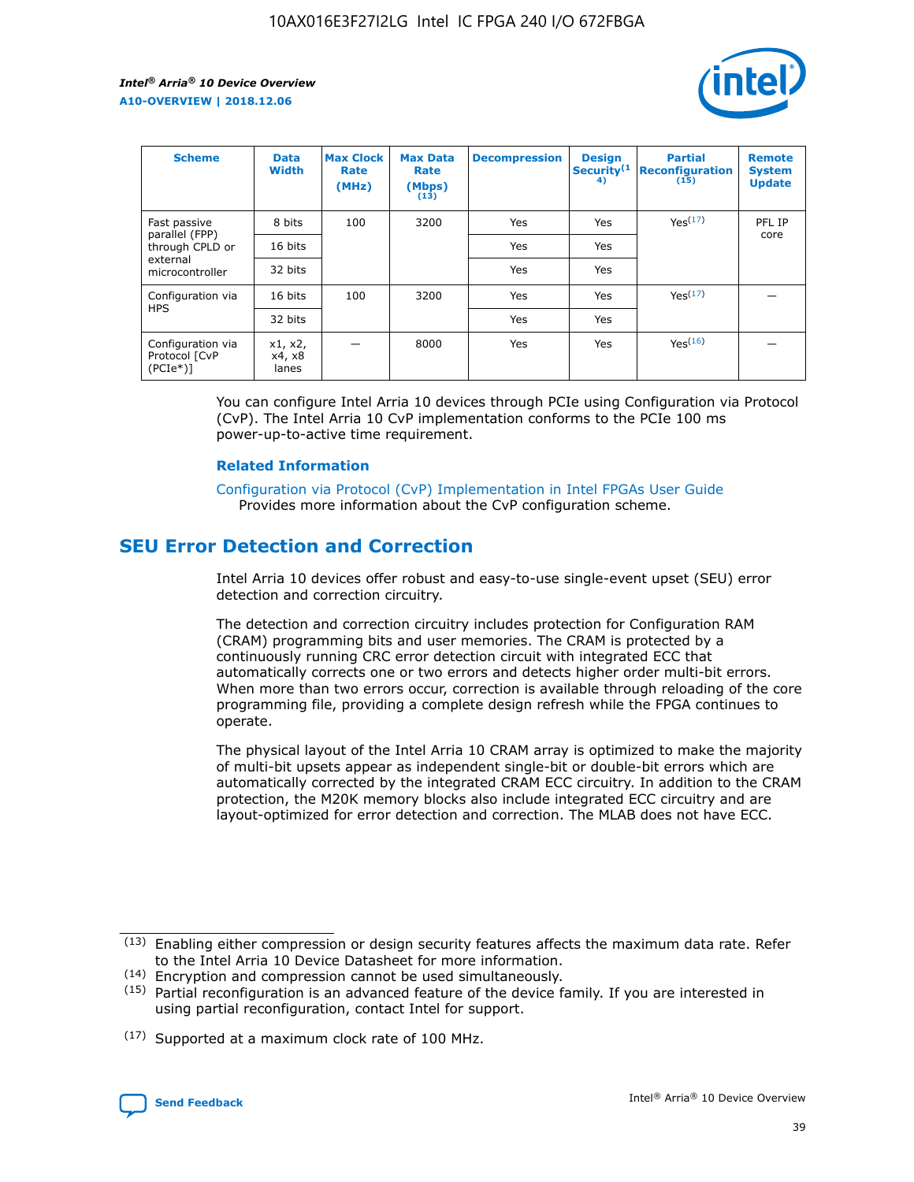| Scheme | Data Width | Max Clock Rate (MHz) | Max Data Rate (Mbps) (13) | Decompression | Design Security (14) | Partial Reconfiguration (15) | Remote System Update |
|---|---|---|---|---|---|---|---|
| Fast passive parallel (FPP) through CPLD or external microcontroller | 8 bits | 100 | 3200 | Yes | Yes | Yes (17) | PFL IP core |
| | 16 bits | | | Yes | Yes | | |
| | 32 bits | | | Yes | Yes | | |
| Configuration via HPS | 16 bits | 100 | 3200 | Yes | Yes | Yes (17) | — |
| | 32 bits | | | Yes | Yes | | |
| Configuration via Protocol [CvP (PCIe*)] | x1, x2, x4, x8 lanes | — | 8000 | Yes | Yes | Yes (16) | — |

You can configure Intel Arria 10 devices through PCIe using Configuration via Protocol (CvP). The Intel Arria 10 CvP implementation conforms to the PCIe 100 ms power-up-to-active time requirement.

### Related Information

Configuration via Protocol (CvP) Implementation in Intel FPGAs User Guide
Provides more information about the CvP configuration scheme.

## SEU Error Detection and Correction

Intel Arria 10 devices offer robust and easy-to-use single-event upset (SEU) error detection and correction circuitry.

The detection and correction circuitry includes protection for Configuration RAM (CRAM) programming bits and user memories. The CRAM is protected by a continuously running CRC error detection circuit with integrated ECC that automatically corrects one or two errors and detects higher order multi-bit errors. When more than two errors occur, correction is available through reloading of the core programming file, providing a complete design refresh while the FPGA continues to operate.

The physical layout of the Intel Arria 10 CRAM array is optimized to make the majority of multi-bit upsets appear as independent single-bit or double-bit errors which are automatically corrected by the integrated CRAM ECC circuitry. In addition to the CRAM protection, the M20K memory blocks also include integrated ECC circuitry and are layout-optimized for error detection and correction. The MLAB does not have ECC.

(13) Enabling either compression or design security features affects the maximum data rate. Refer to the Intel Arria 10 Device Datasheet for more information.

(14) Encryption and compression cannot be used simultaneously.

(15) Partial reconfiguration is an advanced feature of the device family. If you are interested in using partial reconfiguration, contact Intel for support.

(17) Supported at a maximum clock rate of 100 MHz.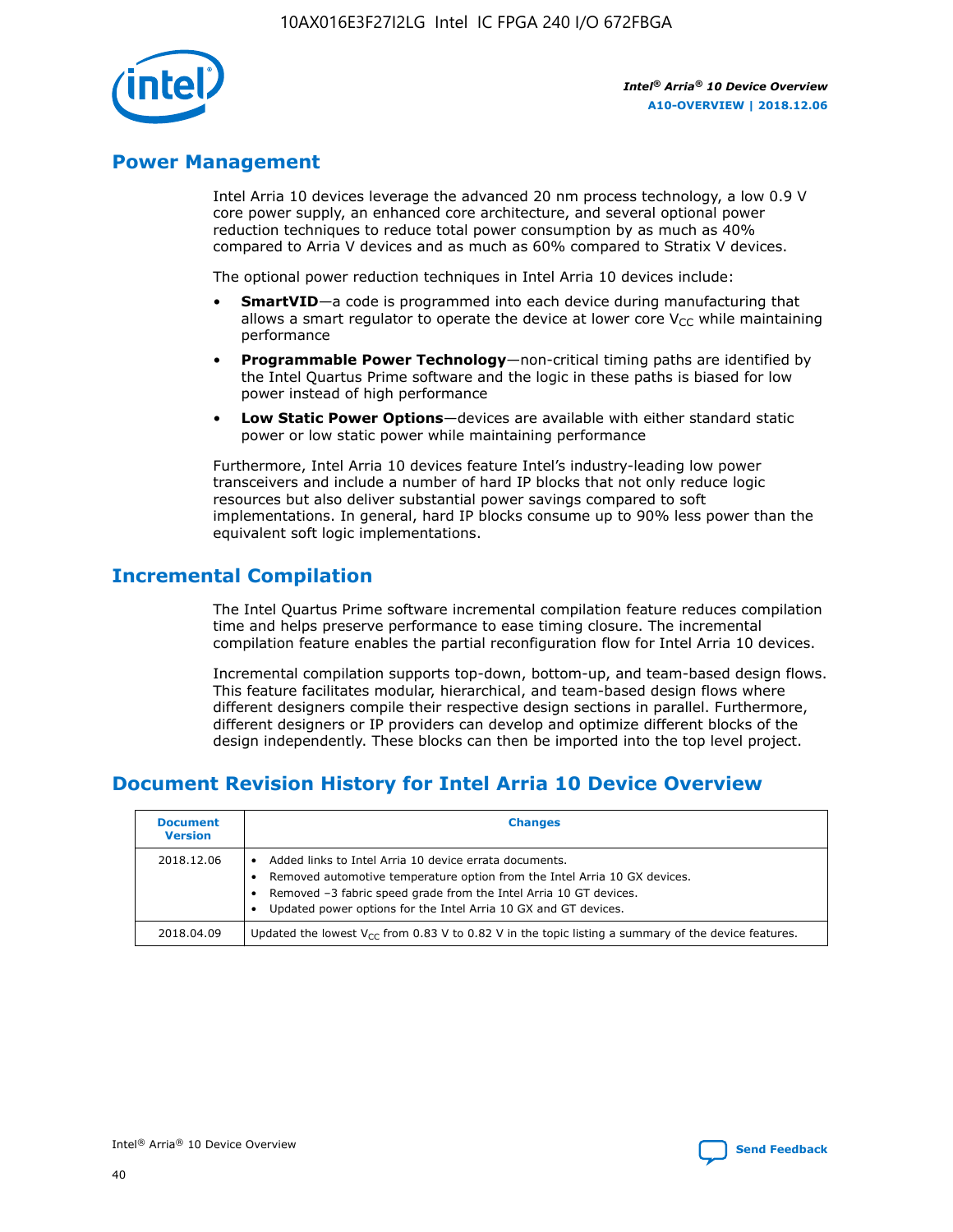## Power Management

Intel Arria 10 devices leverage the advanced 20 nm process technology, a low 0.9 V core power supply, an enhanced core architecture, and several optional power reduction techniques to reduce total power consumption by as much as 40% compared to Arria V devices and as much as 60% compared to Stratix V devices.

The optional power reduction techniques in Intel Arria 10 devices include:

- **SmartVID**—a code is programmed into each device during manufacturing that allows a smart regulator to operate the device at lower core $V_{CC}$ while maintaining performance
- **Programmable Power Technology**—non-critical timing paths are identified by the Intel Quartus Prime software and the logic in these paths is biased for low power instead of high performance
- **Low Static Power Options**—devices are available with either standard static power or low static power while maintaining performance

Furthermore, Intel Arria 10 devices feature Intel's industry-leading low power transceivers and include a number of hard IP blocks that not only reduce logic resources but also deliver substantial power savings compared to soft implementations. In general, hard IP blocks consume up to 90% less power than the equivalent soft logic implementations.

## Incremental Compilation

The Intel Quartus Prime software incremental compilation feature reduces compilation time and helps preserve performance to ease timing closure. The incremental compilation feature enables the partial reconfiguration flow for Intel Arria 10 devices.

Incremental compilation supports top-down, bottom-up, and team-based design flows. This feature facilitates modular, hierarchical, and team-based design flows where different designers compile their respective design sections in parallel. Furthermore, different designers or IP providers can develop and optimize different blocks of the design independently. These blocks can then be imported into the top level project.

## Document Revision History for Intel Arria 10 Device Overview

| Document Version | Changes |
|---|---|
| 2018.12.06 | • Added links to Intel Arria 10 device errata documents.<br>• Removed automotive temperature option from the Intel Arria 10 GX devices.<br>• Removed –3 fabric speed grade from the Intel Arria 10 GT devices.<br>• Updated power options for the Intel Arria 10 GX and GT devices. |
| 2018.04.09 | Updated the lowest $V_{CC}$ from 0.83 V to 0.82 V in the topic listing a summary of the device features. |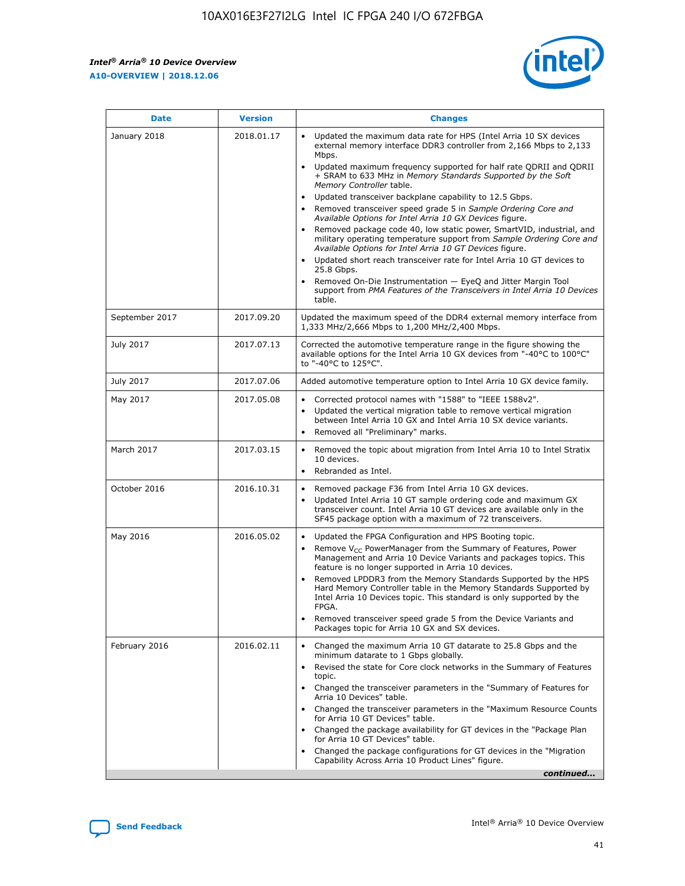| Date | Version | Changes |
| --- | --- | --- |
| January 2018 | 2018.01.17 | • Updated the maximum data rate for HPS (Intel Arria 10 SX devices external memory interface DDR3 controller from 2,166 Mbps to 2,133 Mbps.<br>• Updated maximum frequency supported for half rate QDRII and QDRII + SRAM to 633 MHz in *Memory Standards Supported by the Soft Memory Controller* table.<br>• Updated transceiver backplane capability to 12.5 Gbps.<br>• Removed transceiver speed grade 5 in *Sample Ordering Core and Available Options for Intel Arria 10 GX Devices* figure.<br>• Removed package code 40, low static power, SmartVID, industrial, and military operating temperature support from *Sample Ordering Core and Available Options for Intel Arria 10 GT Devices* figure.<br>• Updated short reach transceiver rate for Intel Arria 10 GT devices to 25.8 Gbps.<br>• Removed On-Die Instrumentation — EyeQ and Jitter Margin Tool support from *PMA Features of the Transceivers in Intel Arria 10 Devices* table. |
| September 2017 | 2017.09.20 | Updated the maximum speed of the DDR4 external memory interface from 1,333 MHz/2,666 Mbps to 1,200 MHz/2,400 Mbps. |
| July 2017 | 2017.07.13 | Corrected the automotive temperature range in the figure showing the available options for the Intel Arria 10 GX devices from "-40°C to 100°C" to "-40°C to 125°C". |
| July 2017 | 2017.07.06 | Added automotive temperature option to Intel Arria 10 GX device family. |
| May 2017 | 2017.05.08 | • Corrected protocol names with "1588" to "IEEE 1588v2".<br>• Updated the vertical migration table to remove vertical migration between Intel Arria 10 GX and Intel Arria 10 SX device variants.<br>• Removed all "Preliminary" marks. |
| March 2017 | 2017.03.15 | • Removed the topic about migration from Intel Arria 10 to Intel Stratix 10 devices.<br>• Rebranded as Intel. |
| October 2016 | 2016.10.31 | • Removed package F36 from Intel Arria 10 GX devices.<br>• Updated Intel Arria 10 GT sample ordering code and maximum GX transceiver count. Intel Arria 10 GT devices are available only in the SF45 package option with a maximum of 72 transceivers. |
| May 2016 | 2016.05.02 | • Updated the FPGA Configuration and HPS Booting topic.<br>• Remove $V_{CC}$ PowerManager from the Summary of Features, Power Management and Arria 10 Device Variants and packages topics. This feature is no longer supported in Arria 10 devices.<br>• Removed LPDDR3 from the Memory Standards Supported by the HPS Hard Memory Controller table in the Memory Standards Supported by Intel Arria 10 Devices topic. This standard is only supported by the FPGA.<br>• Removed transceiver speed grade 5 from the Device Variants and Packages topic for Arria 10 GX and SX devices. |
| February 2016 | 2016.02.11 | • Changed the maximum Arria 10 GT datarate to 25.8 Gbps and the minimum datarate to 1 Gbps globally.<br>• Revised the state for Core clock networks in the Summary of Features topic.<br>• Changed the transceiver parameters in the "Summary of Features for Arria 10 Devices" table.<br>• Changed the transceiver parameters in the "Maximum Resource Counts for Arria 10 GT Devices" table.<br>• Changed the package availability for GT devices in the "Package Plan for Arria 10 GT Devices" table.<br>• Changed the package configurations for GT devices in the "Migration Capability Across Arria 10 Product Lines" figure. |

*continued...*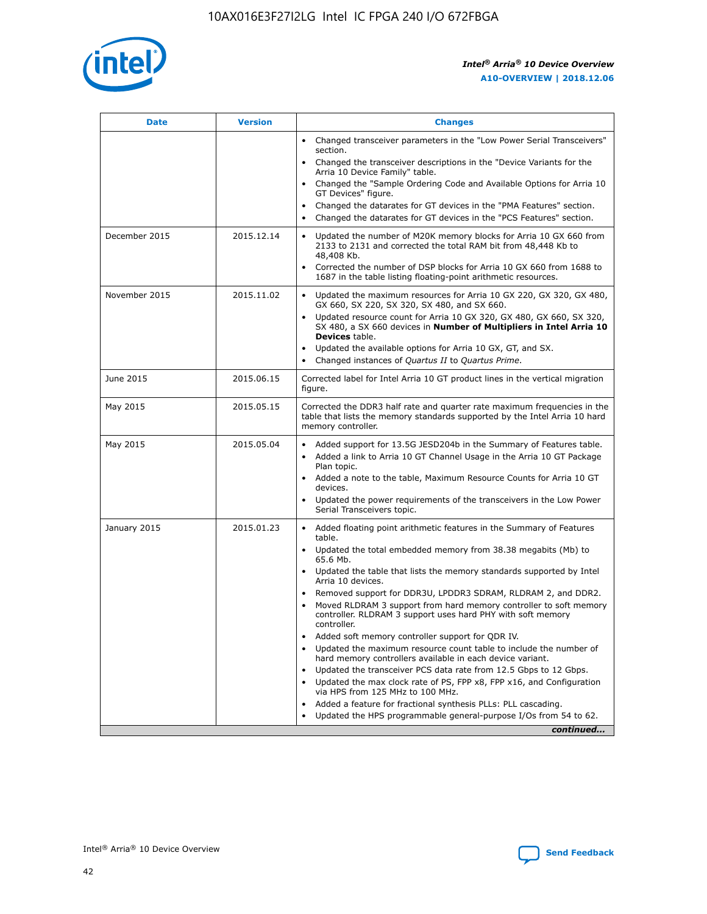| Date | Version | Changes |
| --- | --- | --- |
| | | • Changed transceiver parameters in the "Low Power Serial Transceivers" section.<br>• Changed the transceiver descriptions in the "Device Variants for the Arria 10 Device Family" table.<br>• Changed the "Sample Ordering Code and Available Options for Arria 10 GT Devices" figure.<br>• Changed the datarates for GT devices in the "PMA Features" section.<br>• Changed the datarates for GT devices in the "PCS Features" section. |
| December 2015 | 2015.12.14 | • Updated the number of M20K memory blocks for Arria 10 GX 660 from 2133 to 2131 and corrected the total RAM bit from 48,448 Kb to 48,408 Kb.<br>• Corrected the number of DSP blocks for Arria 10 GX 660 from 1688 to 1687 in the table listing floating-point arithmetic resources. |
| November 2015 | 2015.11.02 | • Updated the maximum resources for Arria 10 GX 220, GX 320, GX 480, GX 660, SX 220, SX 320, SX 480, and SX 660.<br>• Updated resource count for Arria 10 GX 320, GX 480, GX 660, SX 320, SX 480, a SX 660 devices in **Number of Multipliers in Intel Arria 10 Devices** table.<br>• Updated the available options for Arria 10 GX, GT, and SX.<br>• Changed instances of *Quartus II* to *Quartus Prime*. |
| June 2015 | 2015.06.15 | Corrected label for Intel Arria 10 GT product lines in the vertical migration figure. |
| May 2015 | 2015.05.15 | Corrected the DDR3 half rate and quarter rate maximum frequencies in the table that lists the memory standards supported by the Intel Arria 10 hard memory controller. |
| May 2015 | 2015.05.04 | • Added support for 13.5G JESD204b in the Summary of Features table.<br>• Added a link to Arria 10 GT Channel Usage in the Arria 10 GT Package Plan topic.<br>• Added a note to the table, Maximum Resource Counts for Arria 10 GT devices.<br>• Updated the power requirements of the transceivers in the Low Power Serial Transceivers topic. |
| January 2015 | 2015.01.23 | • Added floating point arithmetic features in the Summary of Features table.<br>• Updated the total embedded memory from 38.38 megabits (Mb) to 65.6 Mb.<br>• Updated the table that lists the memory standards supported by Intel Arria 10 devices.<br>• Removed support for DDR3U, LPDDR3 SDRAM, RLDRAM 2, and DDR2.<br>• Moved RLDRAM 3 support from hard memory controller to soft memory controller. RLDRAM 3 support uses hard PHY with soft memory controller.<br>• Added soft memory controller support for QDR IV.<br>• Updated the maximum resource count table to include the number of hard memory controllers available in each device variant.<br>• Updated the transceiver PCS data rate from 12.5 Gbps to 12 Gbps.<br>• Updated the max clock rate of PS, FPP x8, FPP x16, and Configuration via HPS from 125 MHz to 100 MHz.<br>• Added a feature for fractional synthesis PLLs: PLL cascading.<br>• Updated the HPS programmable general-purpose I/Os from 54 to 62. |

*continued...*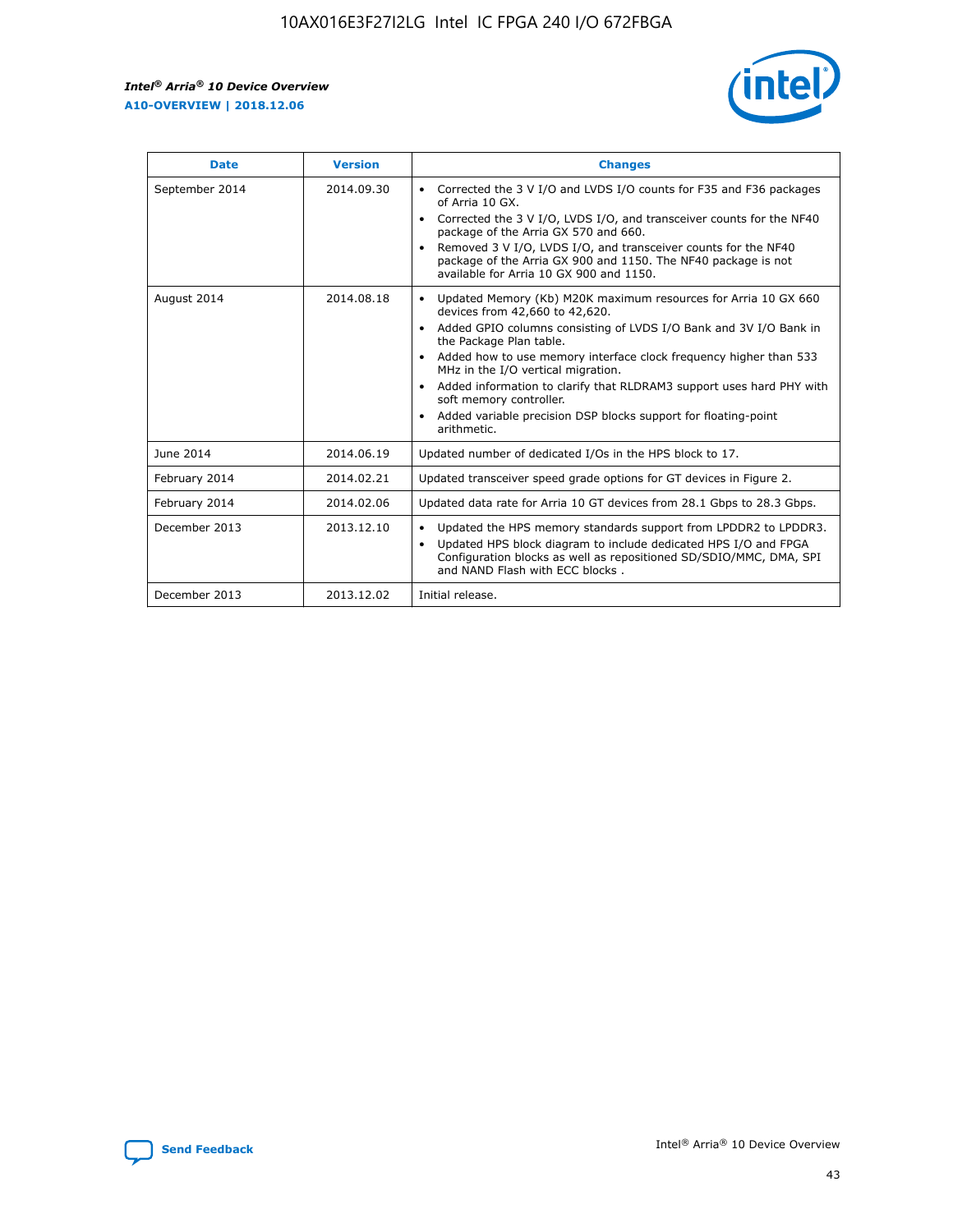| Date | Version | Changes |
| --- | --- | --- |
| September 2014 | 2014.09.30 | • Corrected the 3 V I/O and LVDS I/O counts for F35 and F36 packages of Arria 10 GX.<br>• Corrected the 3 V I/O, LVDS I/O, and transceiver counts for the NF40 package of the Arria GX 570 and 660.<br>• Removed 3 V I/O, LVDS I/O, and transceiver counts for the NF40 package of the Arria GX 900 and 1150. The NF40 package is not available for Arria 10 GX 900 and 1150. |
| August 2014 | 2014.08.18 | • Updated Memory (Kb) M20K maximum resources for Arria 10 GX 660 devices from 42,660 to 42,620.<br>• Added GPIO columns consisting of LVDS I/O Bank and 3V I/O Bank in the Package Plan table.<br>• Added how to use memory interface clock frequency higher than 533 MHz in the I/O vertical migration.<br>• Added information to clarify that RLDRAM3 support uses hard PHY with soft memory controller.<br>• Added variable precision DSP blocks support for floating-point arithmetic. |
| June 2014 | 2014.06.19 | Updated number of dedicated I/Os in the HPS block to 17. |
| February 2014 | 2014.02.21 | Updated transceiver speed grade options for GT devices in Figure 2. |
| February 2014 | 2014.02.06 | Updated data rate for Arria 10 GT devices from 28.1 Gbps to 28.3 Gbps. |
| December 2013 | 2013.12.10 | • Updated the HPS memory standards support from LPDDR2 to LPDDR3.<br>• Updated HPS block diagram to include dedicated HPS I/O and FPGA Configuration blocks as well as repositioned SD/SDIO/MMC, DMA, SPI and NAND Flash with ECC blocks . |
| December 2013 | 2013.12.02 | Initial release. |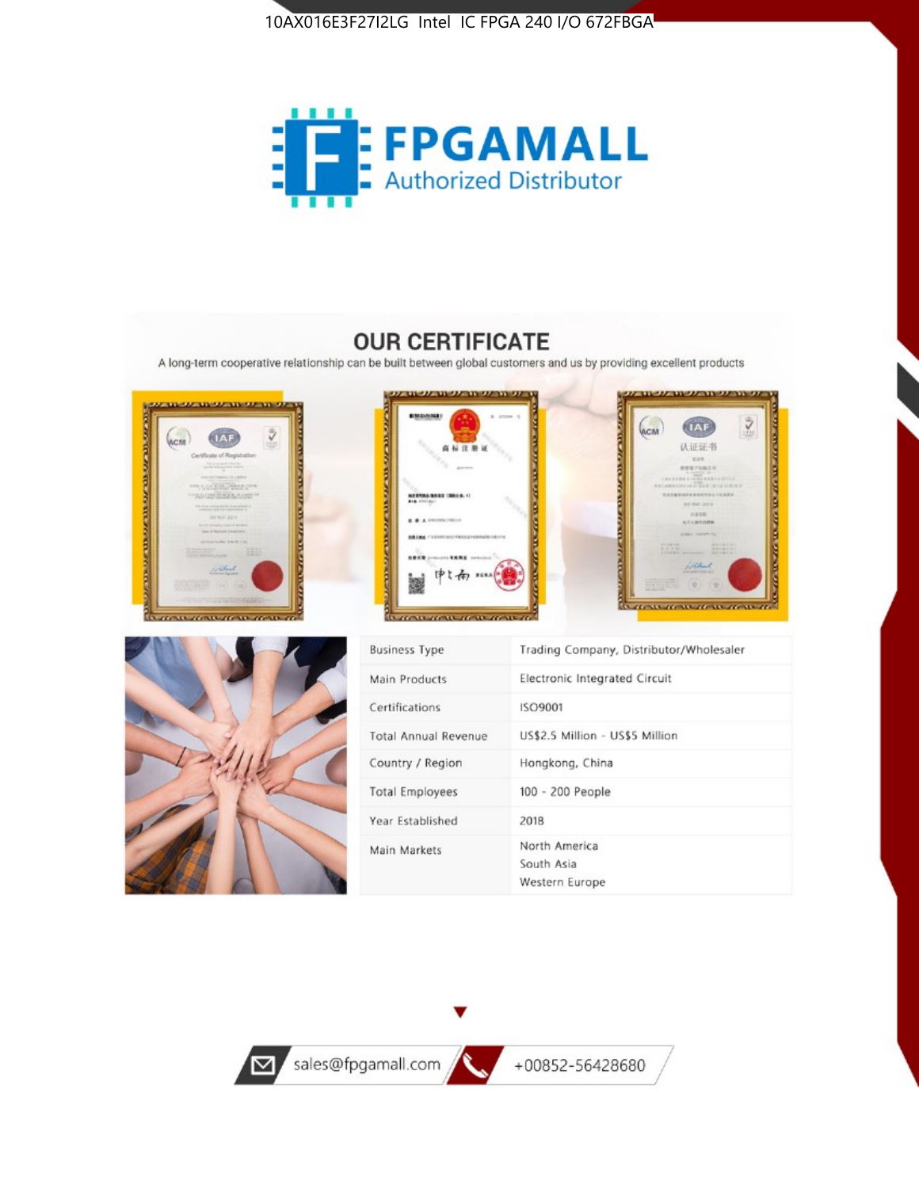FPGAMALL
Authorized Distributor

## OUR CERTIFICATE

A long-term cooperative relationship can be built between global customers and us by providing excellent products

| | |
|---|---|
| Business Type | Trading Company, Distributor/Wholesaler |
| Main Products | Electronic Integrated Circuit |
| Certifications | ISO9001 |
| Total Annual Revenue | US$2.5 Million - US$5 Million |
| Country / Region | Hongkong, China |
| Total Employees | 100 - 200 People |
| Year Established | 2018 |
| Main Markets | North America<br>South Asia<br>Western Europe |

sales@fpgamall.com

+00852-56428680